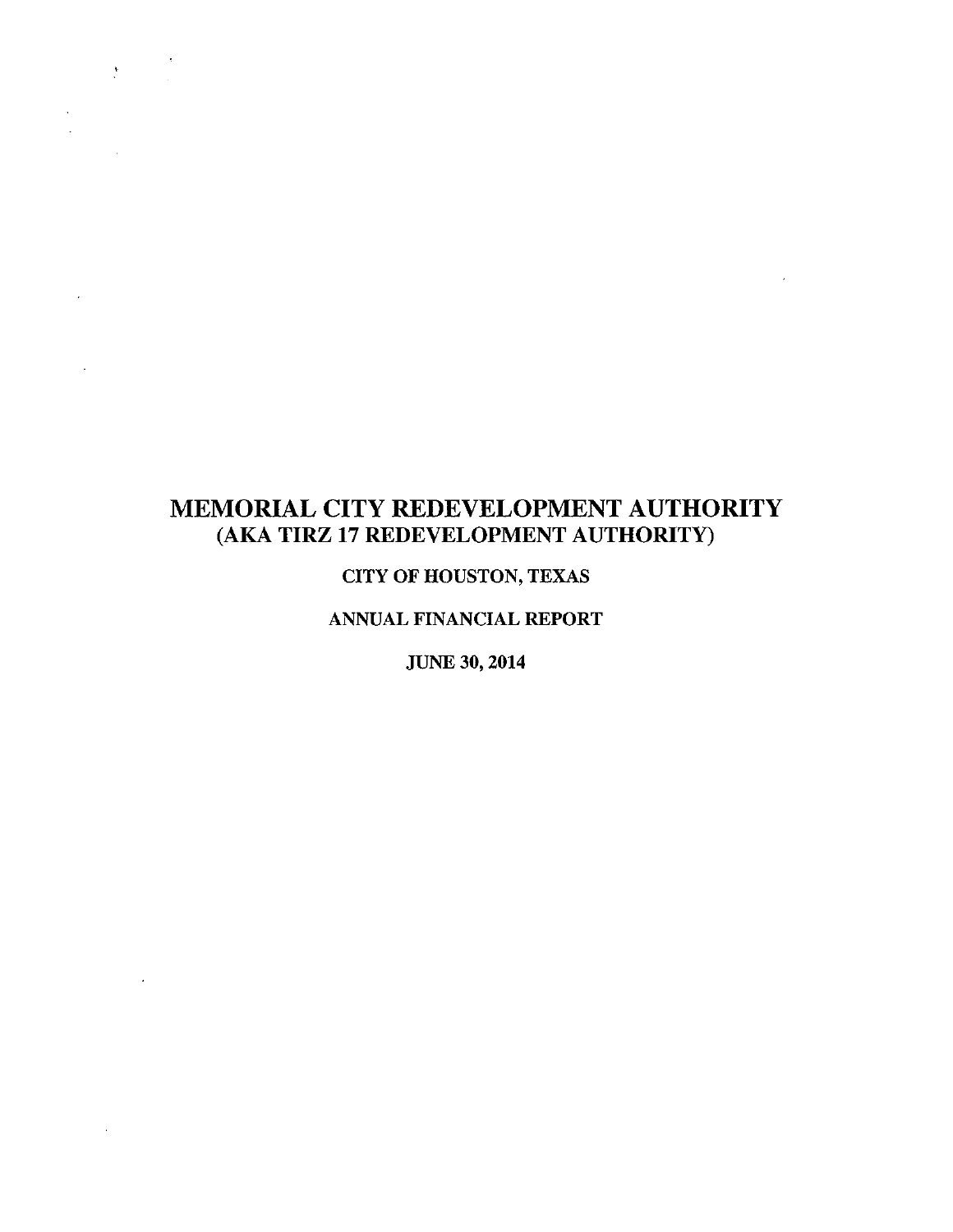# MEMORIAL CITY REDEVELOPMENT AUTHORITY
## (AKA TIRZ 17 REDEVELOPMENT AUTHORITY)

CITY OF HOUSTON, TEXAS

ANNUAL FINANCIAL REPORT

JUNE 30, 2014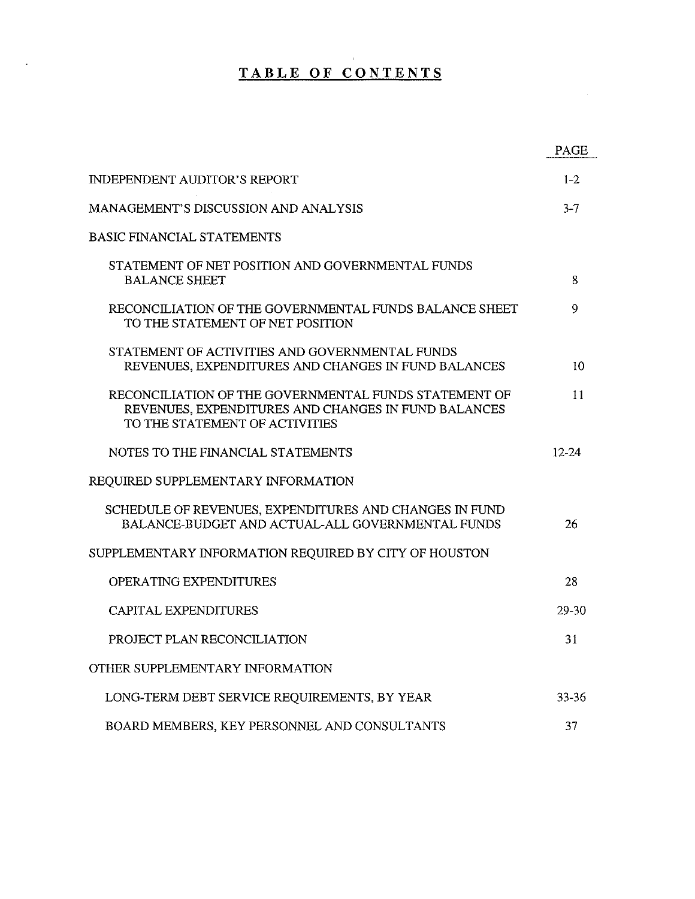# TABLE OF CONTENTS

| | PAGE |
|---|---|
| INDEPENDENT AUDITOR'S REPORT | 1-2 |
| MANAGEMENT'S DISCUSSION AND ANALYSIS | 3-7 |
| BASIC FINANCIAL STATEMENTS | |
| STATEMENT OF NET POSITION AND GOVERNMENTAL FUNDS BALANCE SHEET | 8 |
| RECONCILIATION OF THE GOVERNMENTAL FUNDS BALANCE SHEET TO THE STATEMENT OF NET POSITION | 9 |
| STATEMENT OF ACTIVITIES AND GOVERNMENTAL FUNDS REVENUES, EXPENDITURES AND CHANGES IN FUND BALANCES | 10 |
| RECONCILIATION OF THE GOVERNMENTAL FUNDS STATEMENT OF REVENUES, EXPENDITURES AND CHANGES IN FUND BALANCES TO THE STATEMENT OF ACTIVITIES | 11 |
| NOTES TO THE FINANCIAL STATEMENTS | 12-24 |
| REQUIRED SUPPLEMENTARY INFORMATION | |
| SCHEDULE OF REVENUES, EXPENDITURES AND CHANGES IN FUND BALANCE-BUDGET AND ACTUAL-ALL GOVERNMENTAL FUNDS | 26 |
| SUPPLEMENTARY INFORMATION REQUIRED BY CITY OF HOUSTON | |
| OPERATING EXPENDITURES | 28 |
| CAPITAL EXPENDITURES | 29-30 |
| PROJECT PLAN RECONCILIATION | 31 |
| OTHER SUPPLEMENTARY INFORMATION | |
| LONG-TERM DEBT SERVICE REQUIREMENTS, BY YEAR | 33-36 |
| BOARD MEMBERS, KEY PERSONNEL AND CONSULTANTS | 37 |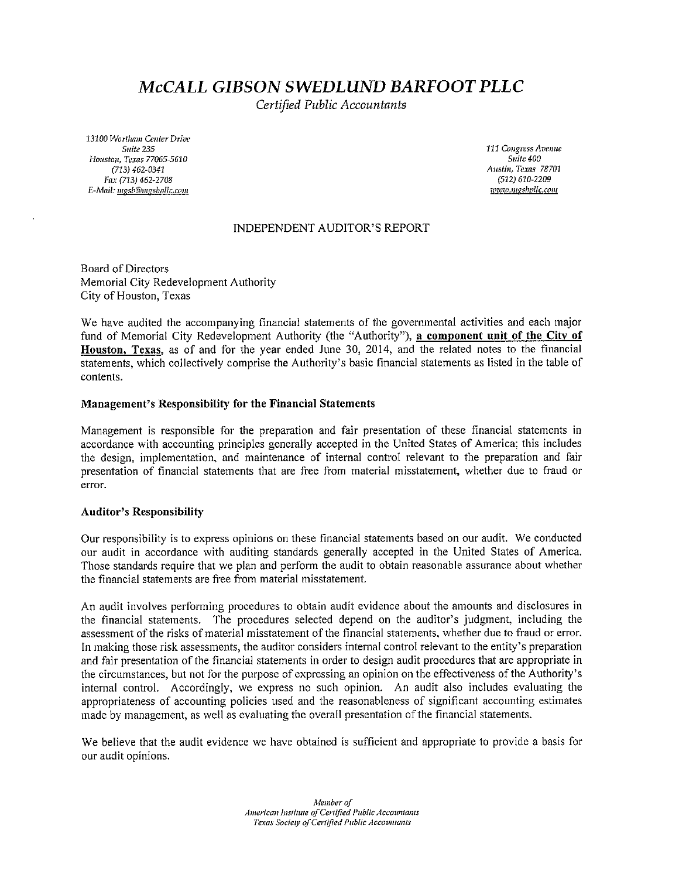# *McCALL GIBSON SWEDLUND BARFOOT PLLC*

*Certified Public Accountants*

*13100 Wortham Center Drive*
*Suite 235*
*Houston, Texas 77065-5610*
*(713) 462-0341*
*Fax (713) 462-2708*
*E-Mail: mgsb@mgsbpllc.com*

*111 Congress Avenue*
*Suite 400*
*Austin, Texas 78701*
*(512) 610-2209*
*www.mgsbpllc.com*

INDEPENDENT AUDITOR'S REPORT

Board of Directors
Memorial City Redevelopment Authority
City of Houston, Texas

We have audited the accompanying financial statements of the governmental activities and each major fund of Memorial City Redevelopment Authority (the "Authority"), **a component unit of the City of Houston, Texas**, as of and for the year ended June 30, 2014, and the related notes to the financial statements, which collectively comprise the Authority's basic financial statements as listed in the table of contents.

**Management's Responsibility for the Financial Statements**

Management is responsible for the preparation and fair presentation of these financial statements in accordance with accounting principles generally accepted in the United States of America; this includes the design, implementation, and maintenance of internal control relevant to the preparation and fair presentation of financial statements that are free from material misstatement, whether due to fraud or error.

**Auditor's Responsibility**

Our responsibility is to express opinions on these financial statements based on our audit. We conducted our audit in accordance with auditing standards generally accepted in the United States of America. Those standards require that we plan and perform the audit to obtain reasonable assurance about whether the financial statements are free from material misstatement.

An audit involves performing procedures to obtain audit evidence about the amounts and disclosures in the financial statements. The procedures selected depend on the auditor's judgment, including the assessment of the risks of material misstatement of the financial statements, whether due to fraud or error. In making those risk assessments, the auditor considers internal control relevant to the entity's preparation and fair presentation of the financial statements in order to design audit procedures that are appropriate in the circumstances, but not for the purpose of expressing an opinion on the effectiveness of the Authority's internal control. Accordingly, we express no such opinion. An audit also includes evaluating the appropriateness of accounting policies used and the reasonableness of significant accounting estimates made by management, as well as evaluating the overall presentation of the financial statements.

We believe that the audit evidence we have obtained is sufficient and appropriate to provide a basis for our audit opinions.

*Member of*
*American Institute of Certified Public Accountants*
*Texas Society of Certified Public Accountants*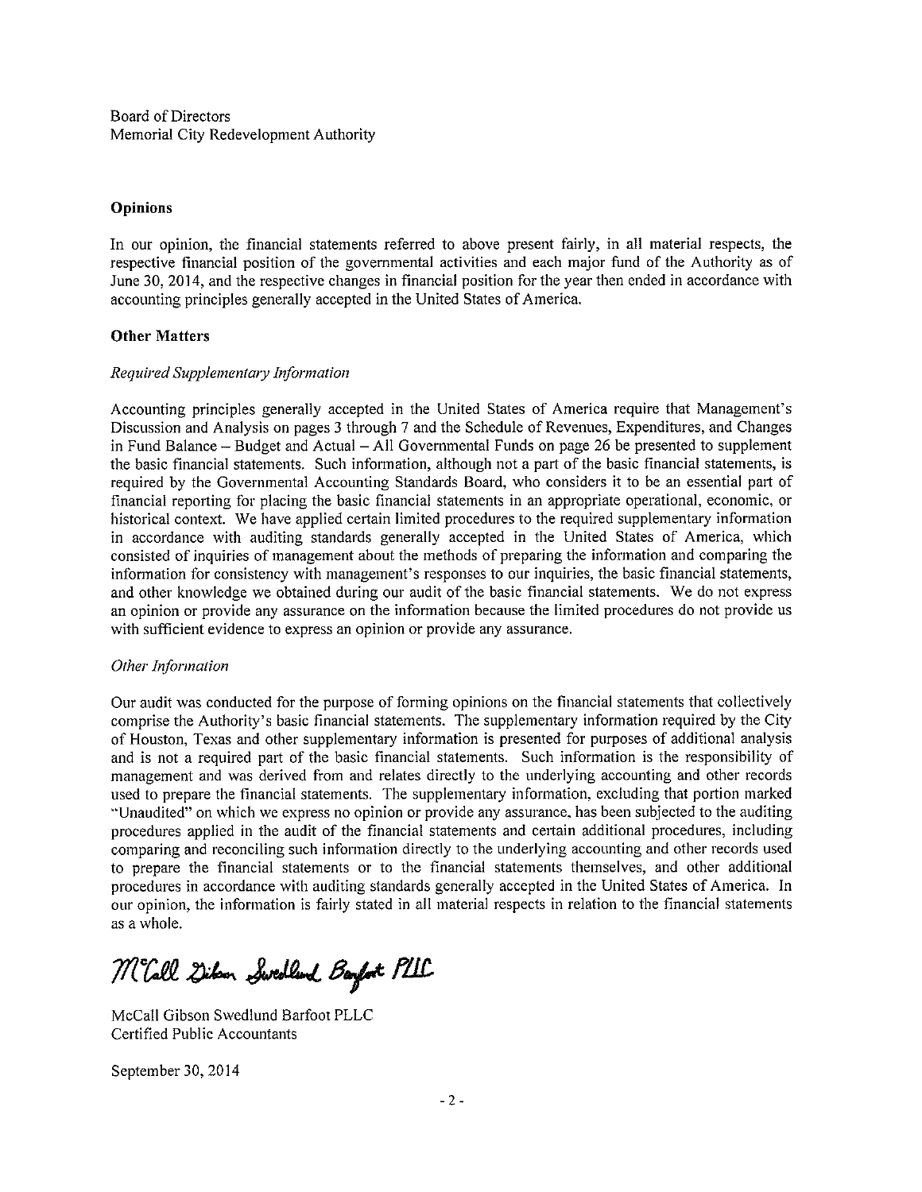Board of Directors
Memorial City Redevelopment Authority

**Opinions**

In our opinion, the financial statements referred to above present fairly, in all material respects, the respective financial position of the governmental activities and each major fund of the Authority as of June 30, 2014, and the respective changes in financial position for the year then ended in accordance with accounting principles generally accepted in the United States of America.

**Other Matters**

*Required Supplementary Information*

Accounting principles generally accepted in the United States of America require that Management's Discussion and Analysis on pages 3 through 7 and the Schedule of Revenues, Expenditures, and Changes in Fund Balance – Budget and Actual – All Governmental Funds on page 26 be presented to supplement the basic financial statements. Such information, although not a part of the basic financial statements, is required by the Governmental Accounting Standards Board, who considers it to be an essential part of financial reporting for placing the basic financial statements in an appropriate operational, economic, or historical context. We have applied certain limited procedures to the required supplementary information in accordance with auditing standards generally accepted in the United States of America, which consisted of inquiries of management about the methods of preparing the information and comparing the information for consistency with management's responses to our inquiries, the basic financial statements, and other knowledge we obtained during our audit of the basic financial statements. We do not express an opinion or provide any assurance on the information because the limited procedures do not provide us with sufficient evidence to express an opinion or provide any assurance.

*Other Information*

Our audit was conducted for the purpose of forming opinions on the financial statements that collectively comprise the Authority's basic financial statements. The supplementary information required by the City of Houston, Texas and other supplementary information is presented for purposes of additional analysis and is not a required part of the basic financial statements. Such information is the responsibility of management and was derived from and relates directly to the underlying accounting and other records used to prepare the financial statements. The supplementary information, excluding that portion marked "Unaudited" on which we express no opinion or provide any assurance, has been subjected to the auditing procedures applied in the audit of the financial statements and certain additional procedures, including comparing and reconciling such information directly to the underlying accounting and other records used to prepare the financial statements or to the financial statements themselves, and other additional procedures in accordance with auditing standards generally accepted in the United States of America. In our opinion, the information is fairly stated in all material respects in relation to the financial statements as a whole.

McCall Gibson Swedlund Barfoot PLLC

McCall Gibson Swedlund Barfoot PLLC
Certified Public Accountants

September 30, 2014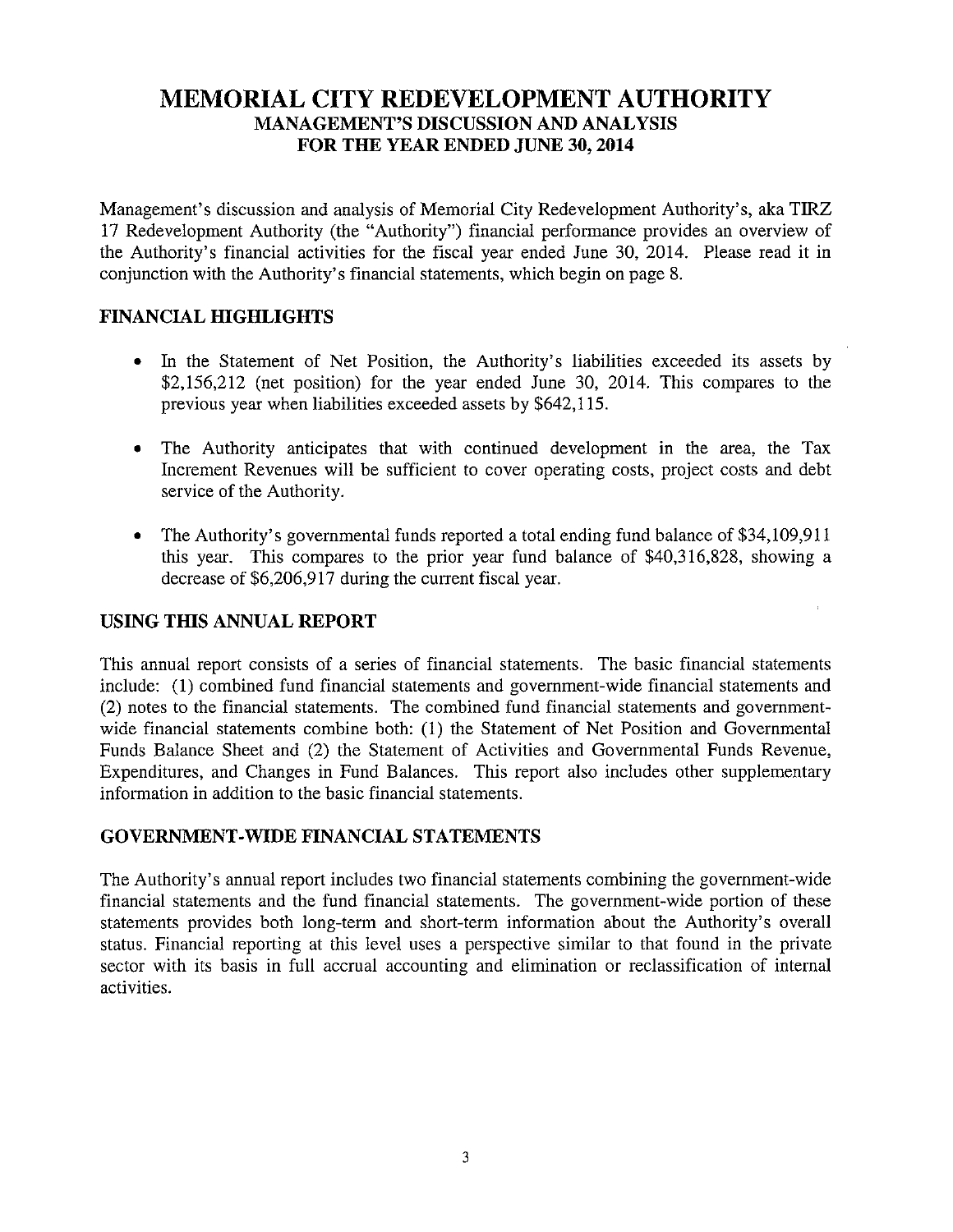# MEMORIAL CITY REDEVELOPMENT AUTHORITY
## MANAGEMENT'S DISCUSSION AND ANALYSIS
## FOR THE YEAR ENDED JUNE 30, 2014

Management's discussion and analysis of Memorial City Redevelopment Authority's, aka TIRZ 17 Redevelopment Authority (the "Authority") financial performance provides an overview of the Authority's financial activities for the fiscal year ended June 30, 2014. Please read it in conjunction with the Authority's financial statements, which begin on page 8.

### FINANCIAL HIGHLIGHTS

- In the Statement of Net Position, the Authority's liabilities exceeded its assets by $2,156,212 (net position) for the year ended June 30, 2014. This compares to the previous year when liabilities exceeded assets by $642,115.
- The Authority anticipates that with continued development in the area, the Tax Increment Revenues will be sufficient to cover operating costs, project costs and debt service of the Authority.
- The Authority's governmental funds reported a total ending fund balance of $34,109,911 this year. This compares to the prior year fund balance of $40,316,828, showing a decrease of $6,206,917 during the current fiscal year.

### USING THIS ANNUAL REPORT

This annual report consists of a series of financial statements. The basic financial statements include: (1) combined fund financial statements and government-wide financial statements and (2) notes to the financial statements. The combined fund financial statements and government-wide financial statements combine both: (1) the Statement of Net Position and Governmental Funds Balance Sheet and (2) the Statement of Activities and Governmental Funds Revenue, Expenditures, and Changes in Fund Balances. This report also includes other supplementary information in addition to the basic financial statements.

### GOVERNMENT-WIDE FINANCIAL STATEMENTS

The Authority's annual report includes two financial statements combining the government-wide financial statements and the fund financial statements. The government-wide portion of these statements provides both long-term and short-term information about the Authority's overall status. Financial reporting at this level uses a perspective similar to that found in the private sector with its basis in full accrual accounting and elimination or reclassification of internal activities.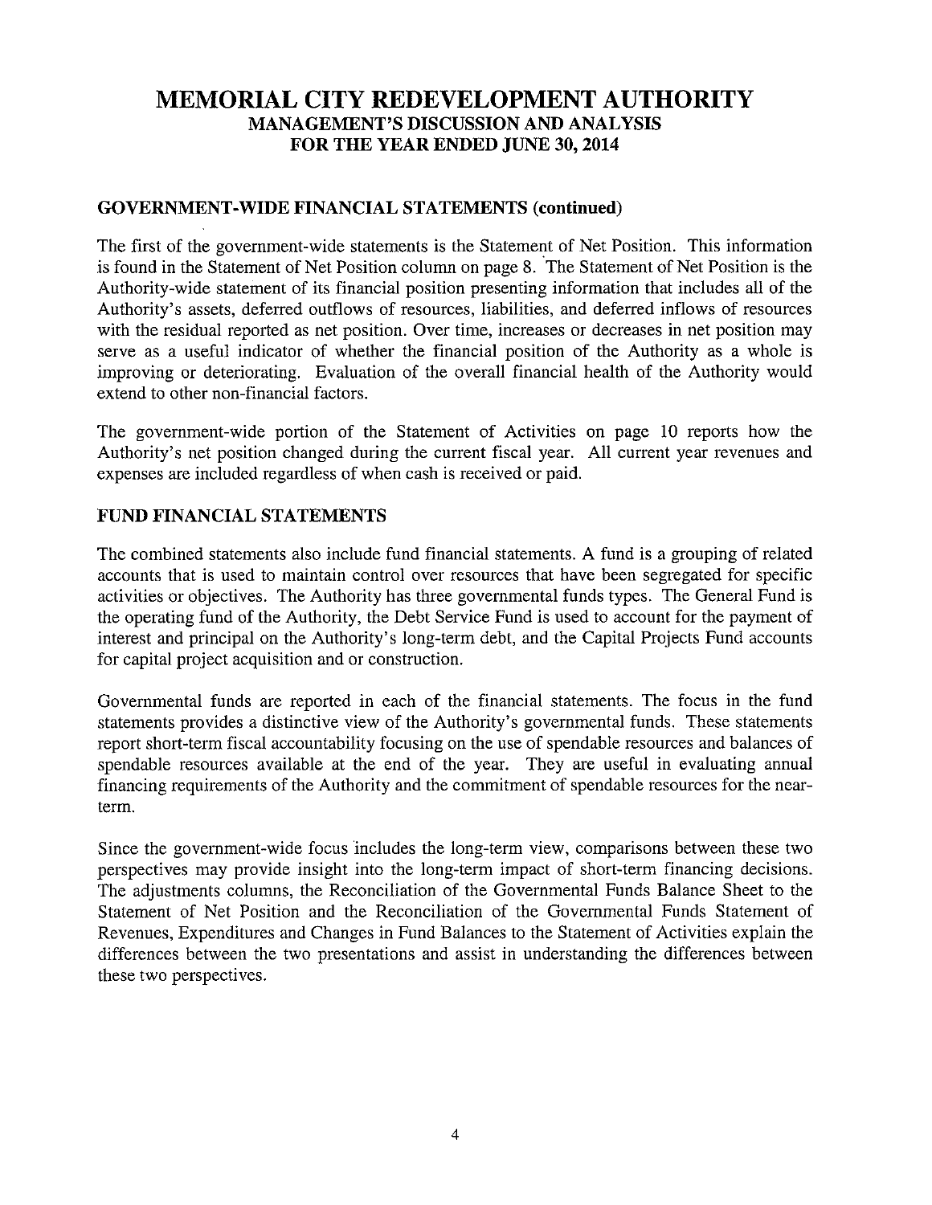# MEMORIAL CITY REDEVELOPMENT AUTHORITY
## MANAGEMENT'S DISCUSSION AND ANALYSIS
## FOR THE YEAR ENDED JUNE 30, 2014

### GOVERNMENT-WIDE FINANCIAL STATEMENTS (continued)

The first of the government-wide statements is the Statement of Net Position. This information is found in the Statement of Net Position column on page 8. The Statement of Net Position is the Authority-wide statement of its financial position presenting information that includes all of the Authority's assets, deferred outflows of resources, liabilities, and deferred inflows of resources with the residual reported as net position. Over time, increases or decreases in net position may serve as a useful indicator of whether the financial position of the Authority as a whole is improving or deteriorating. Evaluation of the overall financial health of the Authority would extend to other non-financial factors.

The government-wide portion of the Statement of Activities on page 10 reports how the Authority's net position changed during the current fiscal year. All current year revenues and expenses are included regardless of when cash is received or paid.

### FUND FINANCIAL STATEMENTS

The combined statements also include fund financial statements. A fund is a grouping of related accounts that is used to maintain control over resources that have been segregated for specific activities or objectives. The Authority has three governmental funds types. The General Fund is the operating fund of the Authority, the Debt Service Fund is used to account for the payment of interest and principal on the Authority's long-term debt, and the Capital Projects Fund accounts for capital project acquisition and or construction.

Governmental funds are reported in each of the financial statements. The focus in the fund statements provides a distinctive view of the Authority's governmental funds. These statements report short-term fiscal accountability focusing on the use of spendable resources and balances of spendable resources available at the end of the year. They are useful in evaluating annual financing requirements of the Authority and the commitment of spendable resources for the near-term.

Since the government-wide focus includes the long-term view, comparisons between these two perspectives may provide insight into the long-term impact of short-term financing decisions. The adjustments columns, the Reconciliation of the Governmental Funds Balance Sheet to the Statement of Net Position and the Reconciliation of the Governmental Funds Statement of Revenues, Expenditures and Changes in Fund Balances to the Statement of Activities explain the differences between the two presentations and assist in understanding the differences between these two perspectives.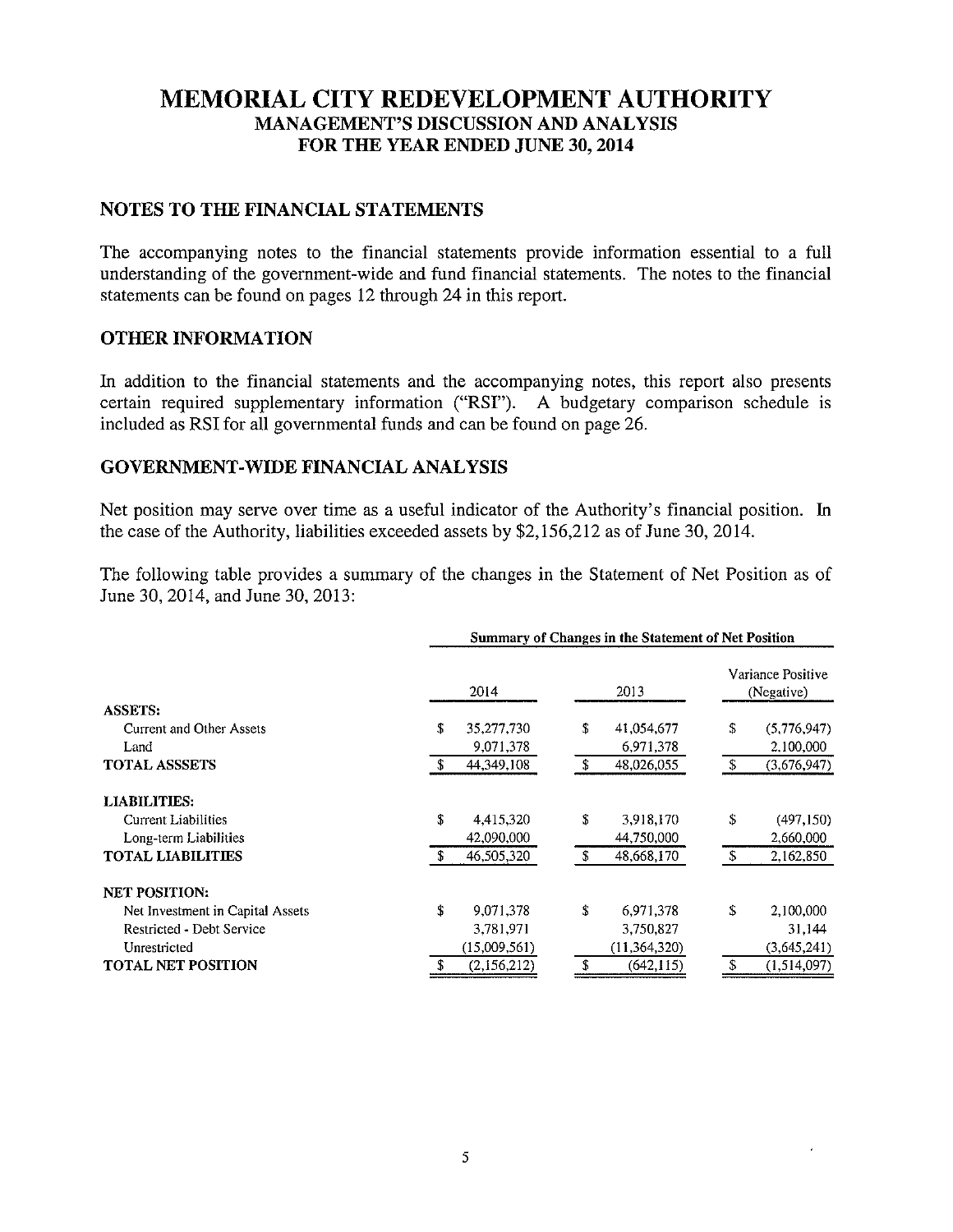# MEMORIAL CITY REDEVELOPMENT AUTHORITY
## MANAGEMENT'S DISCUSSION AND ANALYSIS
## FOR THE YEAR ENDED JUNE 30, 2014

### NOTES TO THE FINANCIAL STATEMENTS

The accompanying notes to the financial statements provide information essential to a full understanding of the government-wide and fund financial statements. The notes to the financial statements can be found on pages 12 through 24 in this report.

### OTHER INFORMATION

In addition to the financial statements and the accompanying notes, this report also presents certain required supplementary information ("RSI"). A budgetary comparison schedule is included as RSI for all governmental funds and can be found on page 26.

### GOVERNMENT-WIDE FINANCIAL ANALYSIS

Net position may serve over time as a useful indicator of the Authority's financial position. In the case of the Authority, liabilities exceeded assets by $2,156,212 as of June 30, 2014.

The following table provides a summary of the changes in the Statement of Net Position as of June 30, 2014, and June 30, 2013:

| | Summary of Changes in the Statement of Net Position | | |
|---|---|---|---|
| | 2014 | 2013 | Variance Positive (Negative) |
| **ASSETS:** | | | |
| Current and Other Assets | $ 35,277,730 | $ 41,054,677 | $ (5,776,947) |
| Land | 9,071,378 | 6,971,378 | 2,100,000 |
| **TOTAL ASSSETS** | $ 44,349,108 | $ 48,026,055 | $ (3,676,947) |
| **LIABILITIES:** | | | |
| Current Liabilities | $ 4,415,320 | $ 3,918,170 | $ (497,150) |
| Long-term Liabilities | 42,090,000 | 44,750,000 | 2,660,000 |
| **TOTAL LIABILITIES** | $ 46,505,320 | $ 48,668,170 | $ 2,162,850 |
| **NET POSITION:** | | | |
| Net Investment in Capital Assets | $ 9,071,378 | $ 6,971,378 | $ 2,100,000 |
| Restricted - Debt Service | 3,781,971 | 3,750,827 | 31,144 |
| Unrestricted | (15,009,561) | (11,364,320) | (3,645,241) |
| **TOTAL NET POSITION** | $ (2,156,212) | $ (642,115) | $ (1,514,097) |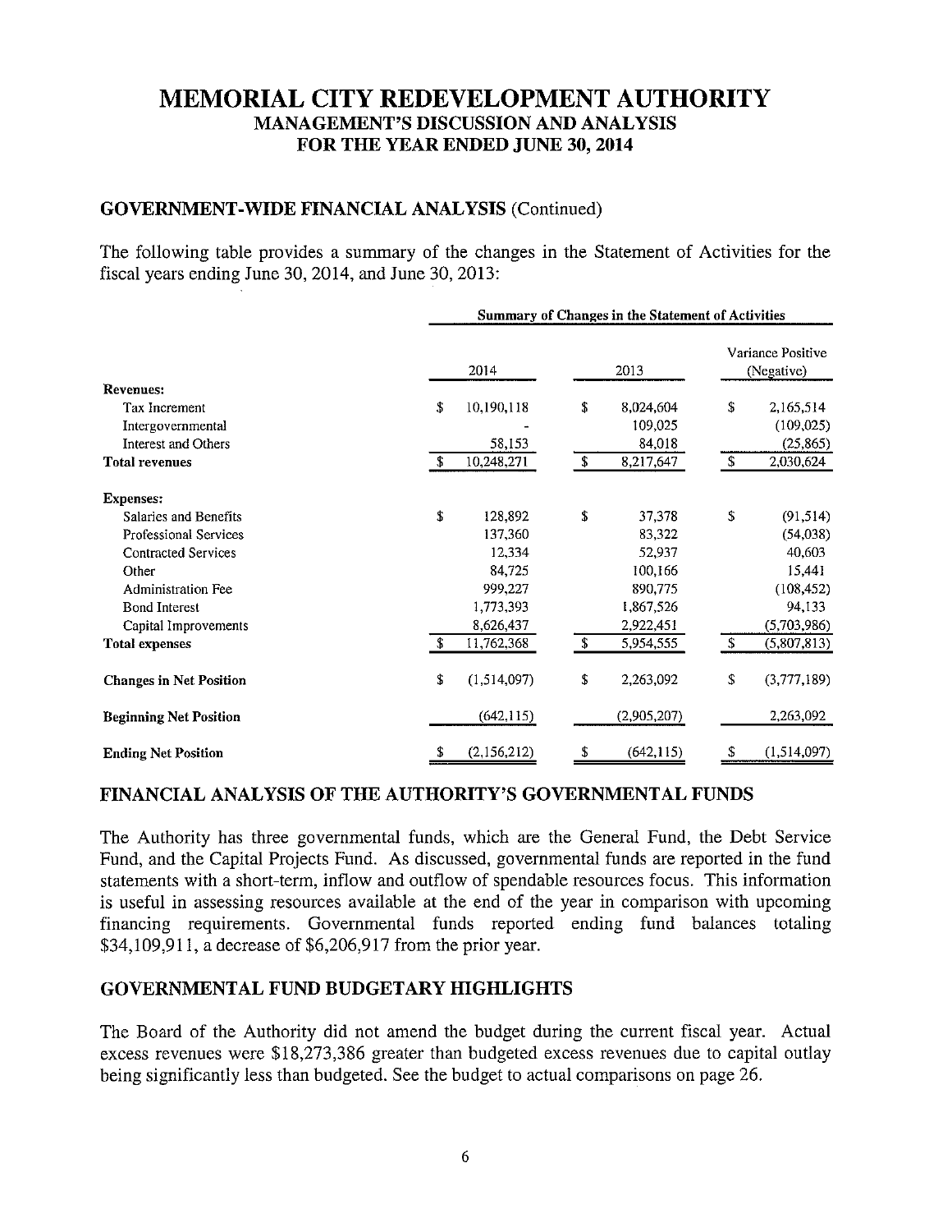# MEMORIAL CITY REDEVELOPMENT AUTHORITY
## MANAGEMENT'S DISCUSSION AND ANALYSIS
## FOR THE YEAR ENDED JUNE 30, 2014

### GOVERNMENT-WIDE FINANCIAL ANALYSIS (Continued)

The following table provides a summary of the changes in the Statement of Activities for the fiscal years ending June 30, 2014, and June 30, 2013:

| | Summary of Changes in the Statement of Activities | | |
|---|---|---|---|
| | 2014 | 2013 | Variance Positive (Negative) |
| **Revenues:** | | | |
| Tax Increment | $ 10,190,118 | $ 8,024,604 | $ 2,165,514 |
| Intergovernmental | - | 109,025 | (109,025) |
| Interest and Others | 58,153 | 84,018 | (25,865) |
| **Total revenues** | $ 10,248,271 | $ 8,217,647 | $ 2,030,624 |
| **Expenses:** | | | |
| Salaries and Benefits | $ 128,892 | $ 37,378 | $ (91,514) |
| Professional Services | 137,360 | 83,322 | (54,038) |
| Contracted Services | 12,334 | 52,937 | 40,603 |
| Other | 84,725 | 100,166 | 15,441 |
| Administration Fee | 999,227 | 890,775 | (108,452) |
| Bond Interest | 1,773,393 | 1,867,526 | 94,133 |
| Capital Improvements | 8,626,437 | 2,922,451 | (5,703,986) |
| **Total expenses** | $ 11,762,368 | $ 5,954,555 | $ (5,807,813) |
| **Changes in Net Position** | $ (1,514,097) | $ 2,263,092 | $ (3,777,189) |
| **Beginning Net Position** | (642,115) | (2,905,207) | 2,263,092 |
| **Ending Net Position** | $ (2,156,212) | $ (642,115) | $ (1,514,097) |

## FINANCIAL ANALYSIS OF THE AUTHORITY'S GOVERNMENTAL FUNDS

The Authority has three governmental funds, which are the General Fund, the Debt Service Fund, and the Capital Projects Fund. As discussed, governmental funds are reported in the fund statements with a short-term, inflow and outflow of spendable resources focus. This information is useful in assessing resources available at the end of the year in comparison with upcoming financing requirements. Governmental funds reported ending fund balances totaling $34,109,911, a decrease of $6,206,917 from the prior year.

## GOVERNMENTAL FUND BUDGETARY HIGHLIGHTS

The Board of the Authority did not amend the budget during the current fiscal year. Actual excess revenues were $18,273,386 greater than budgeted excess revenues due to capital outlay being significantly less than budgeted. See the budget to actual comparisons on page 26.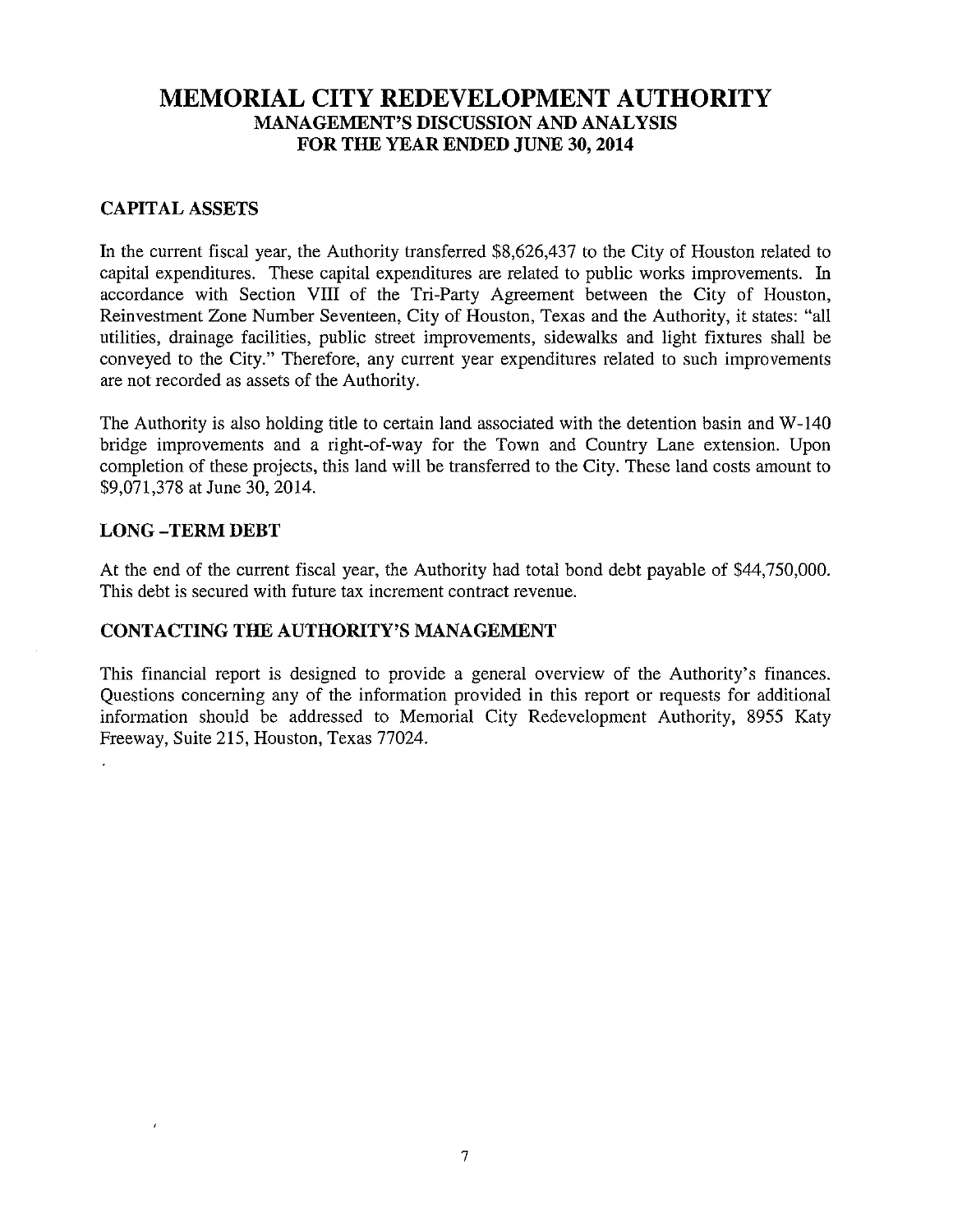# MEMORIAL CITY REDEVELOPMENT AUTHORITY
## MANAGEMENT'S DISCUSSION AND ANALYSIS
## FOR THE YEAR ENDED JUNE 30, 2014

### CAPITAL ASSETS

In the current fiscal year, the Authority transferred $8,626,437 to the City of Houston related to capital expenditures. These capital expenditures are related to public works improvements. In accordance with Section VIII of the Tri-Party Agreement between the City of Houston, Reinvestment Zone Number Seventeen, City of Houston, Texas and the Authority, it states: "all utilities, drainage facilities, public street improvements, sidewalks and light fixtures shall be conveyed to the City." Therefore, any current year expenditures related to such improvements are not recorded as assets of the Authority.

The Authority is also holding title to certain land associated with the detention basin and W-140 bridge improvements and a right-of-way for the Town and Country Lane extension. Upon completion of these projects, this land will be transferred to the City. These land costs amount to $9,071,378 at June 30, 2014.

### LONG -TERM DEBT

At the end of the current fiscal year, the Authority had total bond debt payable of $44,750,000. This debt is secured with future tax increment contract revenue.

### CONTACTING THE AUTHORITY'S MANAGEMENT

This financial report is designed to provide a general overview of the Authority's finances. Questions concerning any of the information provided in this report or requests for additional information should be addressed to Memorial City Redevelopment Authority, 8955 Katy Freeway, Suite 215, Houston, Texas 77024.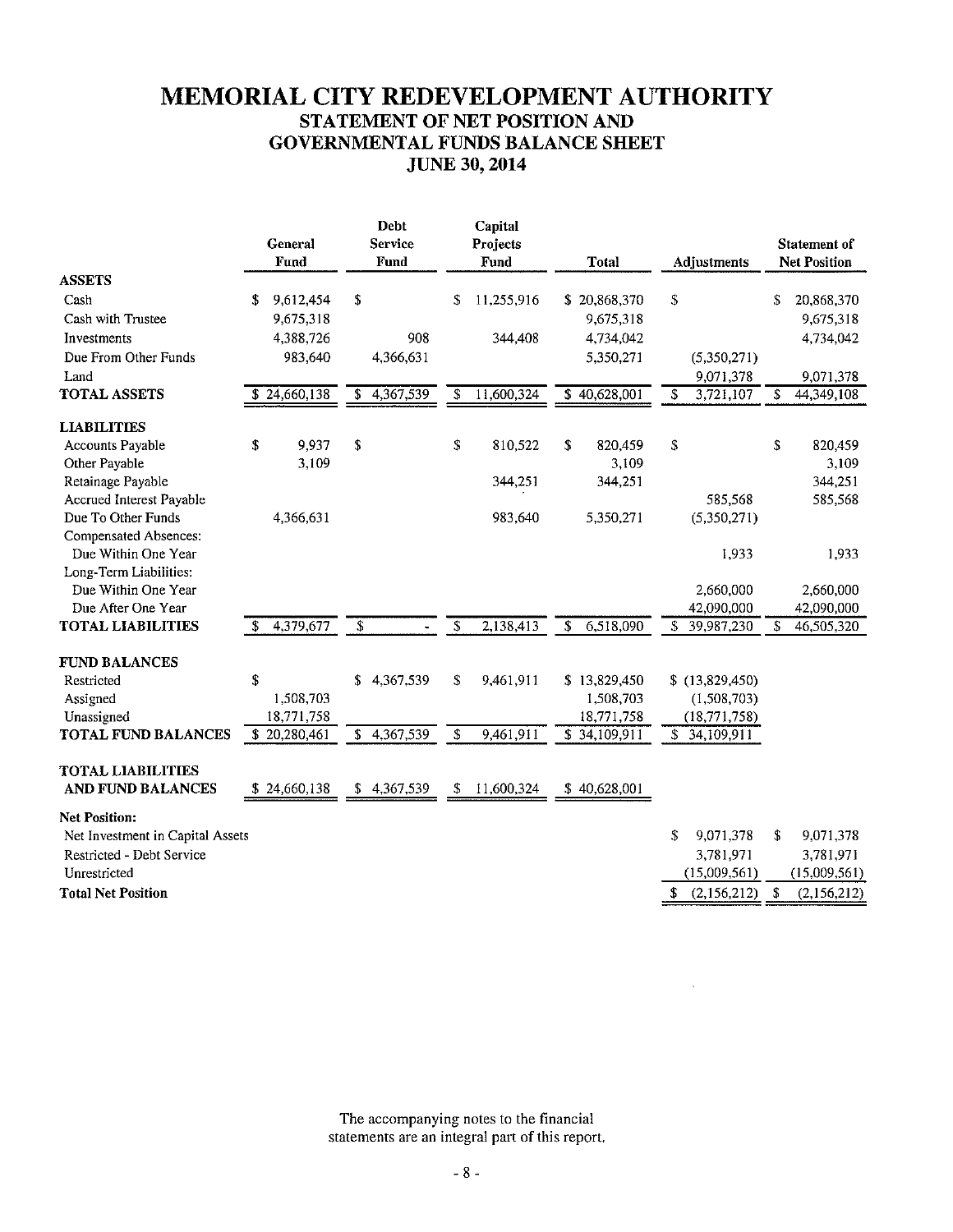# MEMORIAL CITY REDEVELOPMENT AUTHORITY

## STATEMENT OF NET POSITION AND GOVERNMENTAL FUNDS BALANCE SHEET

## JUNE 30, 2014

| | General Fund | Debt Service Fund | Capital Projects Fund | Total | Adjustments | Statement of Net Position |
|---|---|---|---|---|---|---|
| **ASSETS** | | | | | | |
| Cash | $ 9,612,454 | $ | $ 11,255,916 | $ 20,868,370 | $ | $ 20,868,370 |
| Cash with Trustee | 9,675,318 | | | 9,675,318 | | 9,675,318 |
| Investments | 4,388,726 | 908 | 344,408 | 4,734,042 | | 4,734,042 |
| Due From Other Funds | 983,640 | 4,366,631 | | 5,350,271 | (5,350,271) | |
| Land | | | | | 9,071,378 | 9,071,378 |
| **TOTAL ASSETS** | $ 24,660,138 | $ 4,367,539 | $ 11,600,324 | $ 40,628,001 | $ 3,721,107 | $ 44,349,108 |
| **LIABILITIES** | | | | | | |
| Accounts Payable | $ 9,937 | $ | $ 810,522 | $ 820,459 | $ | $ 820,459 |
| Other Payable | 3,109 | | | 3,109 | | 3,109 |
| Retainage Payable | | | 344,251 | 344,251 | | 344,251 |
| Accrued Interest Payable | | | | | 585,568 | 585,568 |
| Due To Other Funds | 4,366,631 | | 983,640 | 5,350,271 | (5,350,271) | |
| Compensated Absences: | | | | | | |
| Due Within One Year | | | | | 1,933 | 1,933 |
| Long-Term Liabilities: | | | | | | |
| Due Within One Year | | | | | 2,660,000 | 2,660,000 |
| Due After One Year | | | | | 42,090,000 | 42,090,000 |
| **TOTAL LIABILITIES** | $ 4,379,677 | $ - | $ 2,138,413 | $ 6,518,090 | $ 39,987,230 | $ 46,505,320 |
| **FUND BALANCES** | | | | | | |
| Restricted | $ | $ 4,367,539 | $ 9,461,911 | $ 13,829,450 | $ (13,829,450) | |
| Assigned | 1,508,703 | | | 1,508,703 | (1,508,703) | |
| Unassigned | 18,771,758 | | | 18,771,758 | (18,771,758) | |
| **TOTAL FUND BALANCES** | $ 20,280,461 | $ 4,367,539 | $ 9,461,911 | $ 34,109,911 | $ 34,109,911 | |
| **TOTAL LIABILITIES AND FUND BALANCES** | $ 24,660,138 | $ 4,367,539 | $ 11,600,324 | $ 40,628,001 | | |
| **Net Position:** | | | | | | |
| Net Investment in Capital Assets | | | | | $ 9,071,378 | $ 9,071,378 |
| Restricted - Debt Service | | | | | 3,781,971 | 3,781,971 |
| Unrestricted | | | | | (15,009,561) | (15,009,561) |
| **Total Net Position** | | | | | $ (2,156,212) | $ (2,156,212) |

The accompanying notes to the financial statements are an integral part of this report.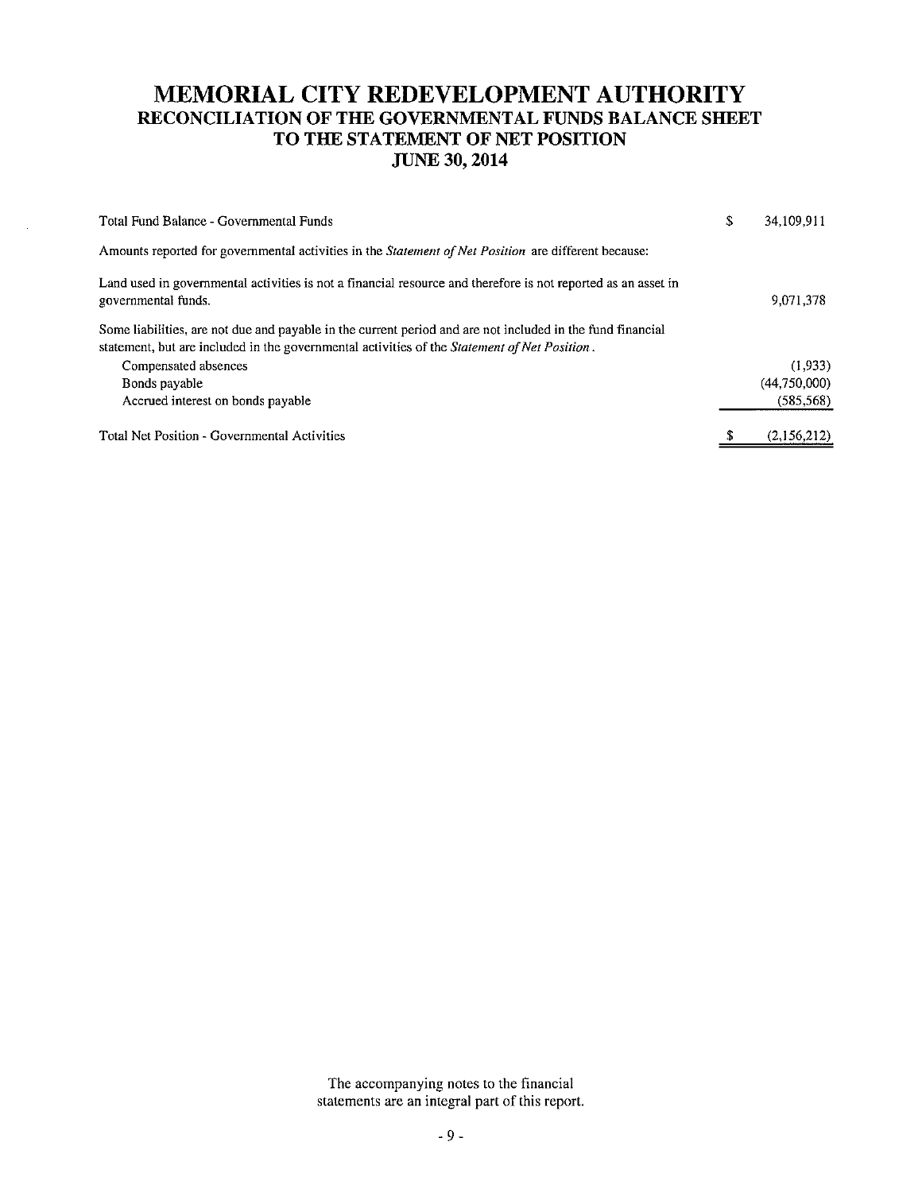# MEMORIAL CITY REDEVELOPMENT AUTHORITY
## RECONCILIATION OF THE GOVERNMENTAL FUNDS BALANCE SHEET TO THE STATEMENT OF NET POSITION
## JUNE 30, 2014

| | | |
|---|---|---|
| Total Fund Balance - Governmental Funds | $ | 34,109,911 |
| Amounts reported for governmental activities in the *Statement of Net Position* are different because: | | |
| Land used in governmental activities is not a financial resource and therefore is not reported as an asset in governmental funds. | | 9,071,378 |
| Some liabilities, are not due and payable in the current period and are not included in the fund financial statement, but are included in the governmental activities of the *Statement of Net Position*. | | |
| Compensated absences | | (1,933) |
| Bonds payable | | (44,750,000) |
| Accrued interest on bonds payable | | (585,568) |
| Total Net Position - Governmental Activities | $ | (2,156,212) |

The accompanying notes to the financial statements are an integral part of this report.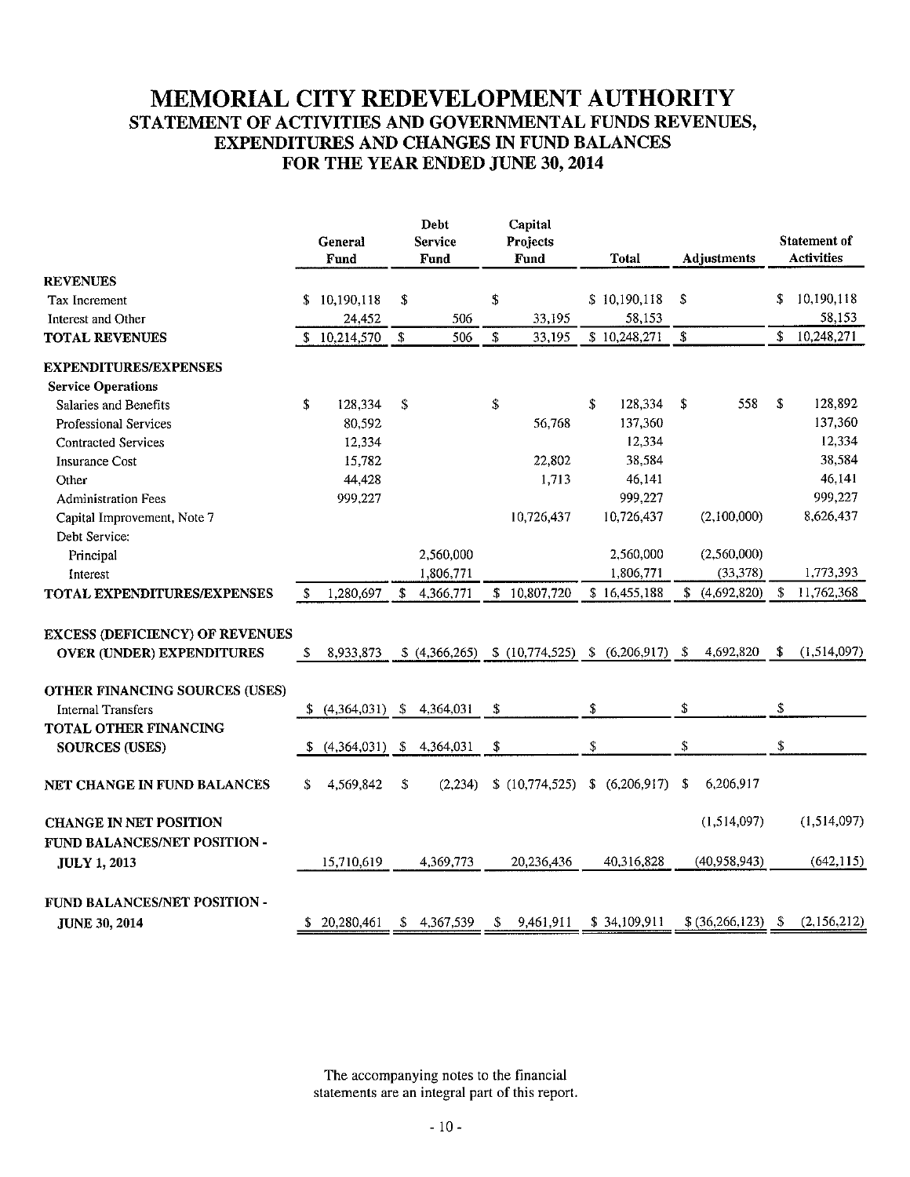# MEMORIAL CITY REDEVELOPMENT AUTHORITY
## STATEMENT OF ACTIVITIES AND GOVERNMENTAL FUNDS REVENUES, EXPENDITURES AND CHANGES IN FUND BALANCES
## FOR THE YEAR ENDED JUNE 30, 2014

| | General Fund | Debt Service Fund | Capital Projects Fund | Total | Adjustments | Statement of Activities |
|---|---|---|---|---|---|---|
| **REVENUES** | | | | | | |
| Tax Increment | $ 10,190,118 | $ | $ | $ 10,190,118 | $ | $ 10,190,118 |
| Interest and Other | 24,452 | 506 | 33,195 | 58,153 | | 58,153 |
| **TOTAL REVENUES** | $ 10,214,570 | $ 506 | $ 33,195 | $ 10,248,271 | $ | $ 10,248,271 |
| **EXPENDITURES/EXPENSES** | | | | | | |
| **Service Operations** | | | | | | |
| Salaries and Benefits | $ 128,334 | $ | $ | $ 128,334 | $ 558 | $ 128,892 |
| Professional Services | 80,592 | | 56,768 | 137,360 | | 137,360 |
| Contracted Services | 12,334 | | | 12,334 | | 12,334 |
| Insurance Cost | 15,782 | | 22,802 | 38,584 | | 38,584 |
| Other | 44,428 | | 1,713 | 46,141 | | 46,141 |
| Administration Fees | 999,227 | | | 999,227 | | 999,227 |
| Capital Improvement, Note 7 | | | 10,726,437 | 10,726,437 | (2,100,000) | 8,626,437 |
| Debt Service: | | | | | | |
| Principal | | 2,560,000 | | 2,560,000 | (2,560,000) | |
| Interest | | 1,806,771 | | 1,806,771 | (33,378) | 1,773,393 |
| **TOTAL EXPENDITURES/EXPENSES** | $ 1,280,697 | $ 4,366,771 | $ 10,807,720 | $ 16,455,188 | $ (4,692,820) | $ 11,762,368 |
| **EXCESS (DEFICIENCY) OF REVENUES OVER (UNDER) EXPENDITURES** | $ 8,933,873 | $ (4,366,265) | $ (10,774,525) | $ (6,206,917) | $ 4,692,820 | $ (1,514,097) |
| **OTHER FINANCING SOURCES (USES)** | | | | | | |
| Internal Transfers | $ (4,364,031) | $ 4,364,031 | $ | $ | $ | $ |
| **TOTAL OTHER FINANCING SOURCES (USES)** | $ (4,364,031) | $ 4,364,031 | $ | $ | $ | $ |
| **NET CHANGE IN FUND BALANCES** | $ 4,569,842 | $ (2,234) | $ (10,774,525) | $ (6,206,917) | $ 6,206,917 | |
| **CHANGE IN NET POSITION** | | | | | (1,514,097) | (1,514,097) |
| **FUND BALANCES/NET POSITION - JULY 1, 2013** | 15,710,619 | 4,369,773 | 20,236,436 | 40,316,828 | (40,958,943) | (642,115) |
| **FUND BALANCES/NET POSITION - JUNE 30, 2014** | $ 20,280,461 | $ 4,367,539 | $ 9,461,911 | $ 34,109,911 | $ (36,266,123) | $ (2,156,212) |

The accompanying notes to the financial statements are an integral part of this report.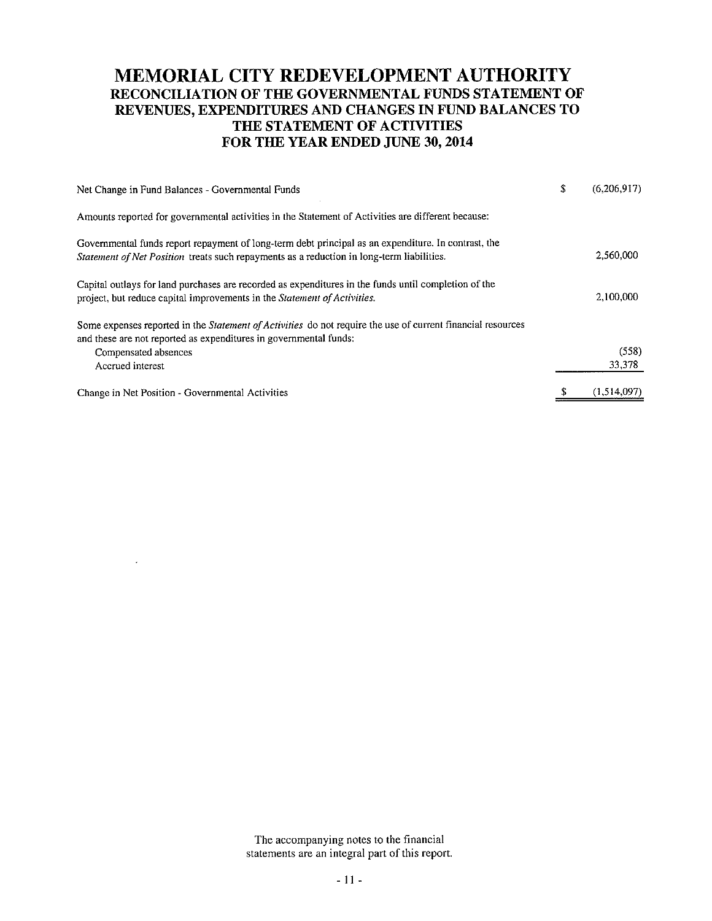# MEMORIAL CITY REDEVELOPMENT AUTHORITY

## RECONCILIATION OF THE GOVERNMENTAL FUNDS STATEMENT OF REVENUES, EXPENDITURES AND CHANGES IN FUND BALANCES TO THE STATEMENT OF ACTIVITIES

## FOR THE YEAR ENDED JUNE 30, 2014

| | | |
|---|---|---|
| Net Change in Fund Balances - Governmental Funds | $ | (6,206,917) |
| Amounts reported for governmental activities in the Statement of Activities are different because: | | |
| Governmental funds report repayment of long-term debt principal as an expenditure. In contrast, the *Statement of Net Position* treats such repayments as a reduction in long-term liabilities. | | 2,560,000 |
| Capital outlays for land purchases are recorded as expenditures in the funds until completion of the project, but reduce capital improvements in the *Statement of Activities.* | | 2,100,000 |
| Some expenses reported in the *Statement of Activities* do not require the use of current financial resources and these are not reported as expenditures in governmental funds: | | |
| Compensated absences | | (558) |
| Accrued interest | | 33,378 |
| Change in Net Position - Governmental Activities | $ | (1,514,097) |

The accompanying notes to the financial statements are an integral part of this report.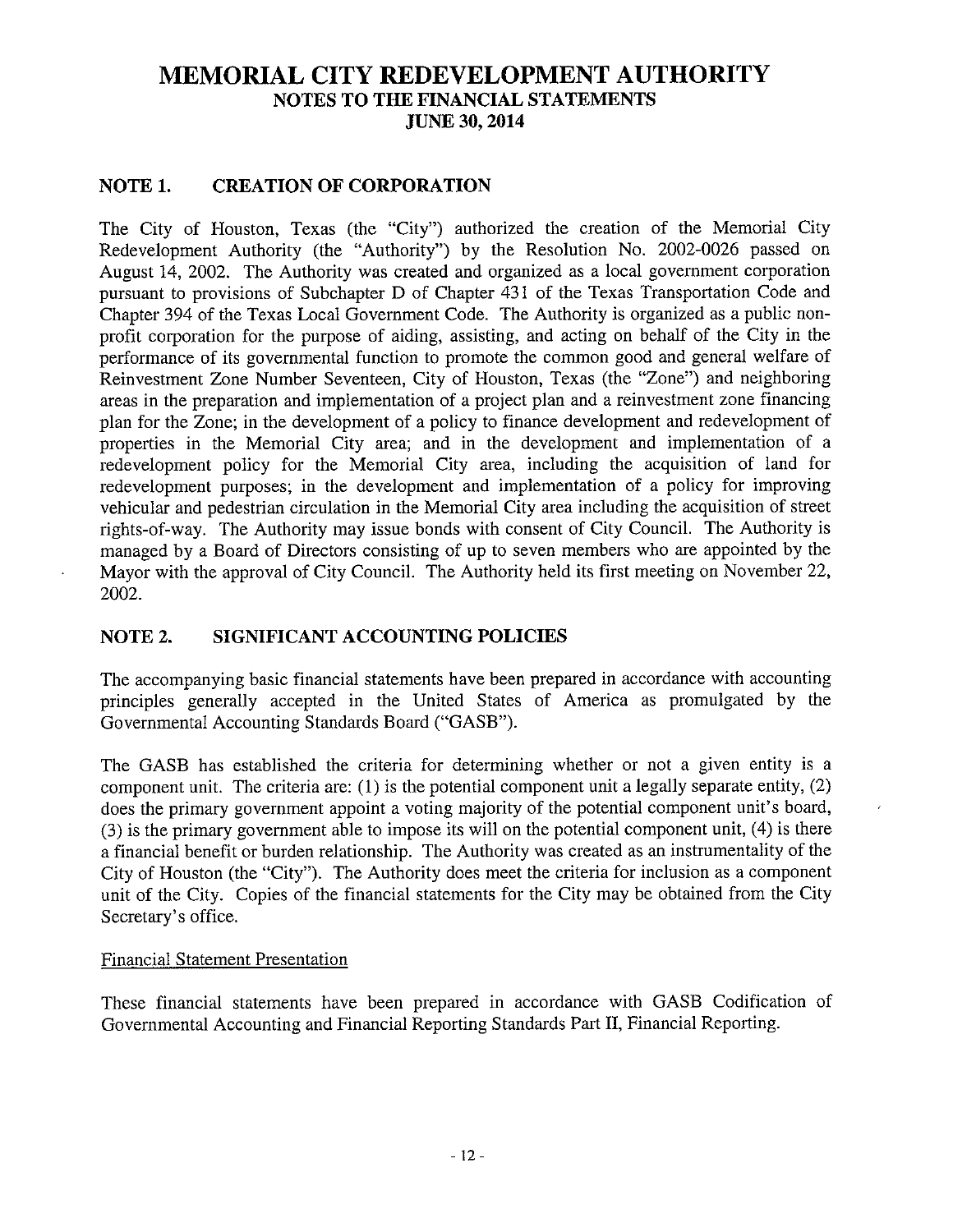# MEMORIAL CITY REDEVELOPMENT AUTHORITY
## NOTES TO THE FINANCIAL STATEMENTS
## JUNE 30, 2014

## NOTE 1. CREATION OF CORPORATION

The City of Houston, Texas (the "City") authorized the creation of the Memorial City Redevelopment Authority (the "Authority") by the Resolution No. 2002-0026 passed on August 14, 2002. The Authority was created and organized as a local government corporation pursuant to provisions of Subchapter D of Chapter 431 of the Texas Transportation Code and Chapter 394 of the Texas Local Government Code. The Authority is organized as a public non-profit corporation for the purpose of aiding, assisting, and acting on behalf of the City in the performance of its governmental function to promote the common good and general welfare of Reinvestment Zone Number Seventeen, City of Houston, Texas (the "Zone") and neighboring areas in the preparation and implementation of a project plan and a reinvestment zone financing plan for the Zone; in the development of a policy to finance development and redevelopment of properties in the Memorial City area; and in the development and implementation of a redevelopment policy for the Memorial City area, including the acquisition of land for redevelopment purposes; in the development and implementation of a policy for improving vehicular and pedestrian circulation in the Memorial City area including the acquisition of street rights-of-way. The Authority may issue bonds with consent of City Council. The Authority is managed by a Board of Directors consisting of up to seven members who are appointed by the Mayor with the approval of City Council. The Authority held its first meeting on November 22, 2002.

## NOTE 2. SIGNIFICANT ACCOUNTING POLICIES

The accompanying basic financial statements have been prepared in accordance with accounting principles generally accepted in the United States of America as promulgated by the Governmental Accounting Standards Board ("GASB").

The GASB has established the criteria for determining whether or not a given entity is a component unit. The criteria are: (1) is the potential component unit a legally separate entity, (2) does the primary government appoint a voting majority of the potential component unit's board, (3) is the primary government able to impose its will on the potential component unit, (4) is there a financial benefit or burden relationship. The Authority was created as an instrumentality of the City of Houston (the "City"). The Authority does meet the criteria for inclusion as a component unit of the City. Copies of the financial statements for the City may be obtained from the City Secretary's office.

Financial Statement Presentation

These financial statements have been prepared in accordance with GASB Codification of Governmental Accounting and Financial Reporting Standards Part II, Financial Reporting.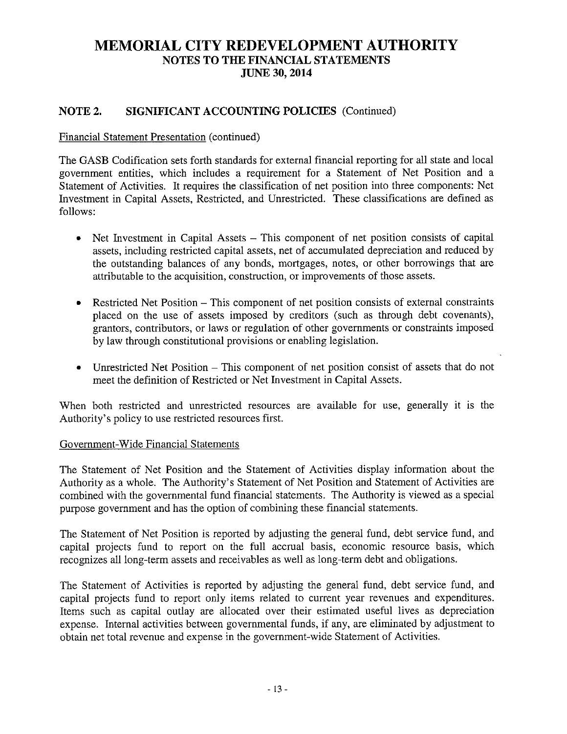# MEMORIAL CITY REDEVELOPMENT AUTHORITY
## NOTES TO THE FINANCIAL STATEMENTS
## JUNE 30, 2014

## NOTE 2. SIGNIFICANT ACCOUNTING POLICIES (Continued)

Financial Statement Presentation (continued)

The GASB Codification sets forth standards for external financial reporting for all state and local government entities, which includes a requirement for a Statement of Net Position and a Statement of Activities. It requires the classification of net position into three components: Net Investment in Capital Assets, Restricted, and Unrestricted. These classifications are defined as follows:

- Net Investment in Capital Assets – This component of net position consists of capital assets, including restricted capital assets, net of accumulated depreciation and reduced by the outstanding balances of any bonds, mortgages, notes, or other borrowings that are attributable to the acquisition, construction, or improvements of those assets.

- Restricted Net Position – This component of net position consists of external constraints placed on the use of assets imposed by creditors (such as through debt covenants), grantors, contributors, or laws or regulation of other governments or constraints imposed by law through constitutional provisions or enabling legislation.

- Unrestricted Net Position – This component of net position consist of assets that do not meet the definition of Restricted or Net Investment in Capital Assets.

When both restricted and unrestricted resources are available for use, generally it is the Authority's policy to use restricted resources first.

Government-Wide Financial Statements

The Statement of Net Position and the Statement of Activities display information about the Authority as a whole. The Authority's Statement of Net Position and Statement of Activities are combined with the governmental fund financial statements. The Authority is viewed as a special purpose government and has the option of combining these financial statements.

The Statement of Net Position is reported by adjusting the general fund, debt service fund, and capital projects fund to report on the full accrual basis, economic resource basis, which recognizes all long-term assets and receivables as well as long-term debt and obligations.

The Statement of Activities is reported by adjusting the general fund, debt service fund, and capital projects fund to report only items related to current year revenues and expenditures. Items such as capital outlay are allocated over their estimated useful lives as depreciation expense. Internal activities between governmental funds, if any, are eliminated by adjustment to obtain net total revenue and expense in the government-wide Statement of Activities.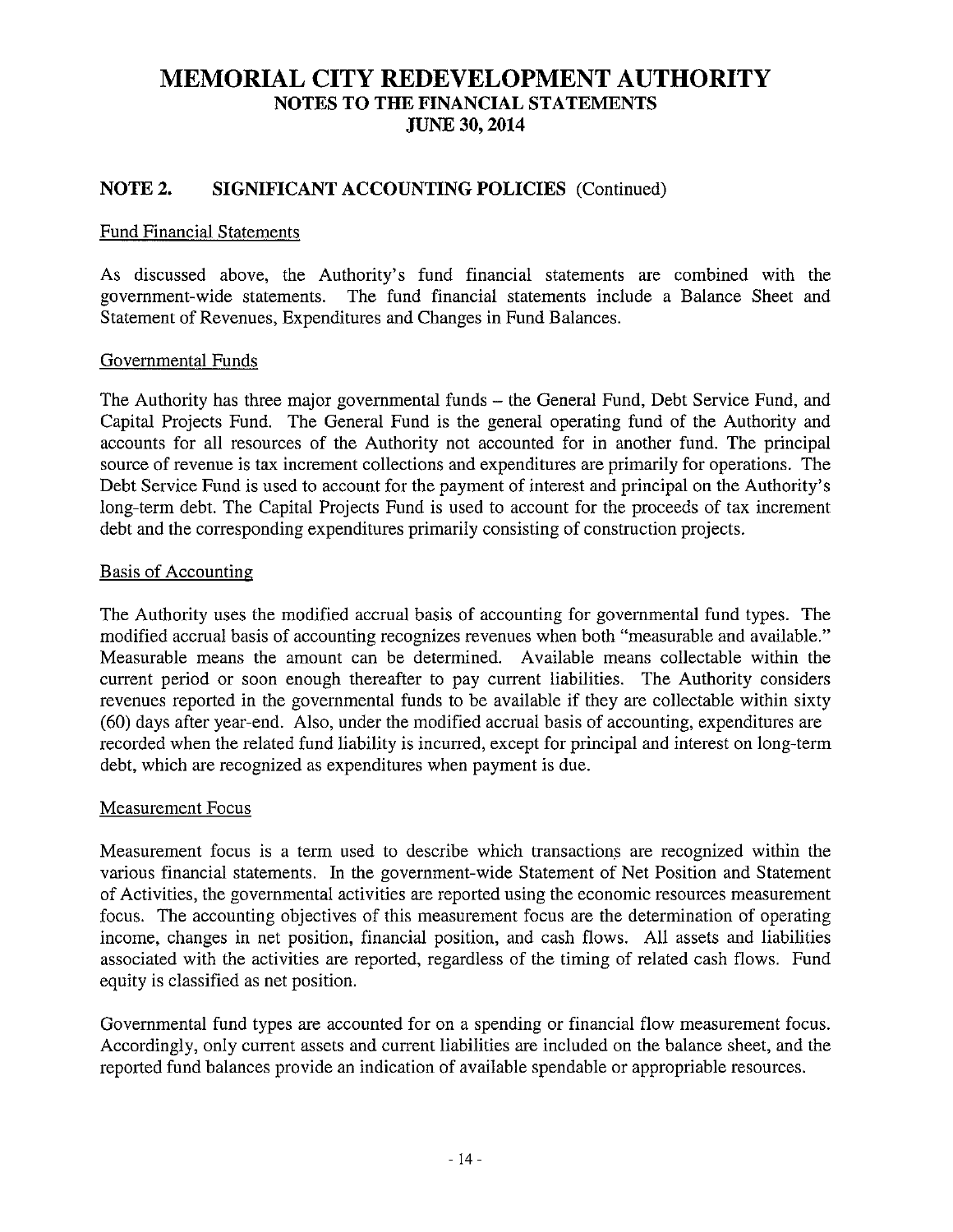# MEMORIAL CITY REDEVELOPMENT AUTHORITY
## NOTES TO THE FINANCIAL STATEMENTS
## JUNE 30, 2014

## NOTE 2. SIGNIFICANT ACCOUNTING POLICIES (Continued)

Fund Financial Statements

As discussed above, the Authority's fund financial statements are combined with the government-wide statements. The fund financial statements include a Balance Sheet and Statement of Revenues, Expenditures and Changes in Fund Balances.

Governmental Funds

The Authority has three major governmental funds – the General Fund, Debt Service Fund, and Capital Projects Fund. The General Fund is the general operating fund of the Authority and accounts for all resources of the Authority not accounted for in another fund. The principal source of revenue is tax increment collections and expenditures are primarily for operations. The Debt Service Fund is used to account for the payment of interest and principal on the Authority's long-term debt. The Capital Projects Fund is used to account for the proceeds of tax increment debt and the corresponding expenditures primarily consisting of construction projects.

Basis of Accounting

The Authority uses the modified accrual basis of accounting for governmental fund types. The modified accrual basis of accounting recognizes revenues when both "measurable and available." Measurable means the amount can be determined. Available means collectable within the current period or soon enough thereafter to pay current liabilities. The Authority considers revenues reported in the governmental funds to be available if they are collectable within sixty (60) days after year-end. Also, under the modified accrual basis of accounting, expenditures are recorded when the related fund liability is incurred, except for principal and interest on long-term debt, which are recognized as expenditures when payment is due.

Measurement Focus

Measurement focus is a term used to describe which transactions are recognized within the various financial statements. In the government-wide Statement of Net Position and Statement of Activities, the governmental activities are reported using the economic resources measurement focus. The accounting objectives of this measurement focus are the determination of operating income, changes in net position, financial position, and cash flows. All assets and liabilities associated with the activities are reported, regardless of the timing of related cash flows. Fund equity is classified as net position.

Governmental fund types are accounted for on a spending or financial flow measurement focus. Accordingly, only current assets and current liabilities are included on the balance sheet, and the reported fund balances provide an indication of available spendable or appropriable resources.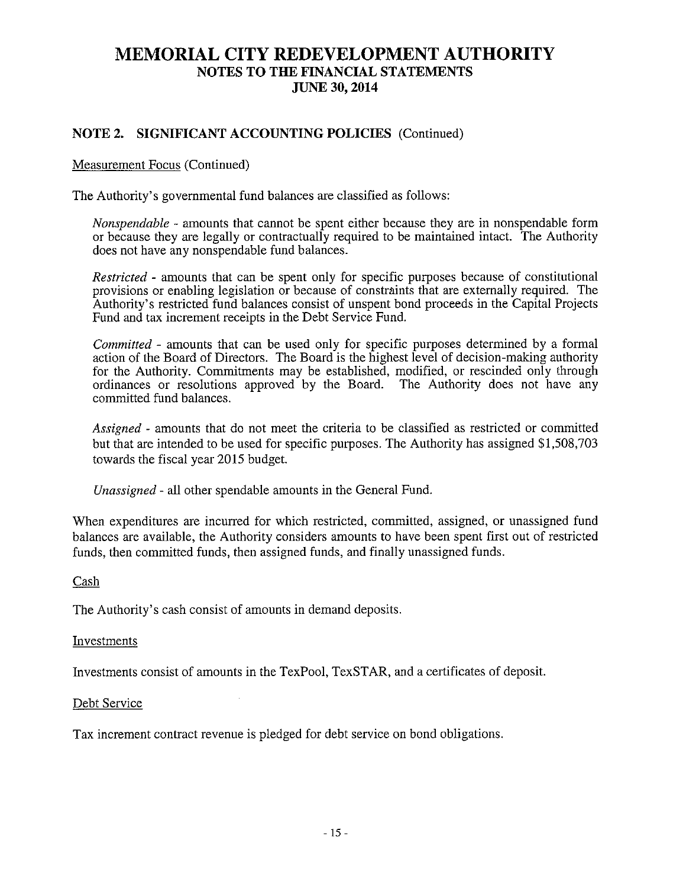# MEMORIAL CITY REDEVELOPMENT AUTHORITY
## NOTES TO THE FINANCIAL STATEMENTS
## JUNE 30, 2014

### NOTE 2. SIGNIFICANT ACCOUNTING POLICIES (Continued)

Measurement Focus (Continued)

The Authority's governmental fund balances are classified as follows:

*Nonspendable* - amounts that cannot be spent either because they are in nonspendable form or because they are legally or contractually required to be maintained intact. The Authority does not have any nonspendable fund balances.

*Restricted* - amounts that can be spent only for specific purposes because of constitutional provisions or enabling legislation or because of constraints that are externally required. The Authority's restricted fund balances consist of unspent bond proceeds in the Capital Projects Fund and tax increment receipts in the Debt Service Fund.

*Committed* - amounts that can be used only for specific purposes determined by a formal action of the Board of Directors. The Board is the highest level of decision-making authority for the Authority. Commitments may be established, modified, or rescinded only through ordinances or resolutions approved by the Board. The Authority does not have any committed fund balances.

*Assigned* - amounts that do not meet the criteria to be classified as restricted or committed but that are intended to be used for specific purposes. The Authority has assigned $1,508,703 towards the fiscal year 2015 budget.

*Unassigned* - all other spendable amounts in the General Fund.

When expenditures are incurred for which restricted, committed, assigned, or unassigned fund balances are available, the Authority considers amounts to have been spent first out of restricted funds, then committed funds, then assigned funds, and finally unassigned funds.

Cash

The Authority's cash consist of amounts in demand deposits.

Investments

Investments consist of amounts in the TexPool, TexSTAR, and a certificates of deposit.

Debt Service

Tax increment contract revenue is pledged for debt service on bond obligations.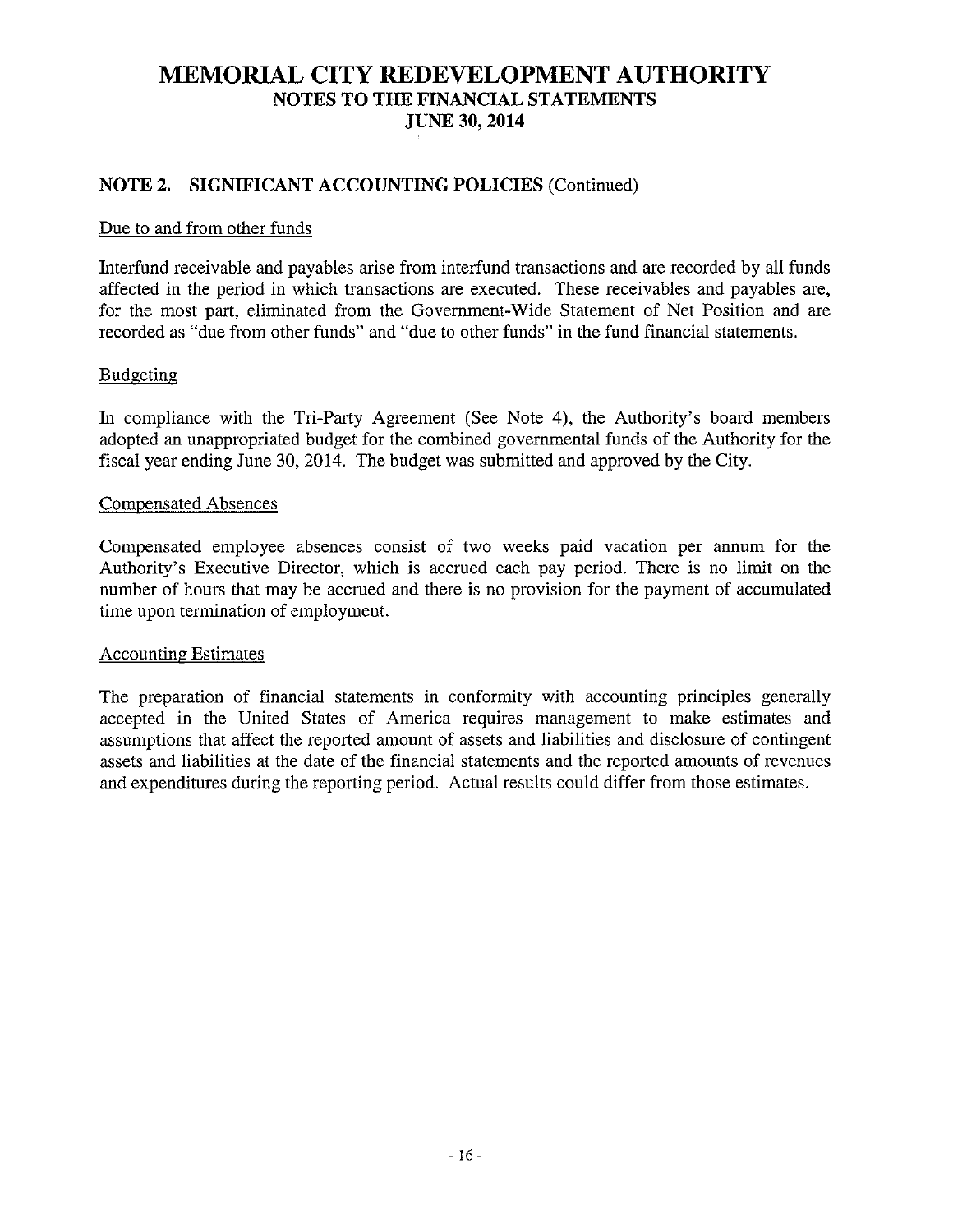## NOTE 2. SIGNIFICANT ACCOUNTING POLICIES (Continued)

Due to and from other funds

Interfund receivable and payables arise from interfund transactions and are recorded by all funds affected in the period in which transactions are executed. These receivables and payables are, for the most part, eliminated from the Government-Wide Statement of Net Position and are recorded as "due from other funds" and "due to other funds" in the fund financial statements.

Budgeting

In compliance with the Tri-Party Agreement (See Note 4), the Authority's board members adopted an unappropriated budget for the combined governmental funds of the Authority for the fiscal year ending June 30, 2014. The budget was submitted and approved by the City.

Compensated Absences

Compensated employee absences consist of two weeks paid vacation per annum for the Authority's Executive Director, which is accrued each pay period. There is no limit on the number of hours that may be accrued and there is no provision for the payment of accumulated time upon termination of employment.

Accounting Estimates

The preparation of financial statements in conformity with accounting principles generally accepted in the United States of America requires management to make estimates and assumptions that affect the reported amount of assets and liabilities and disclosure of contingent assets and liabilities at the date of the financial statements and the reported amounts of revenues and expenditures during the reporting period. Actual results could differ from those estimates.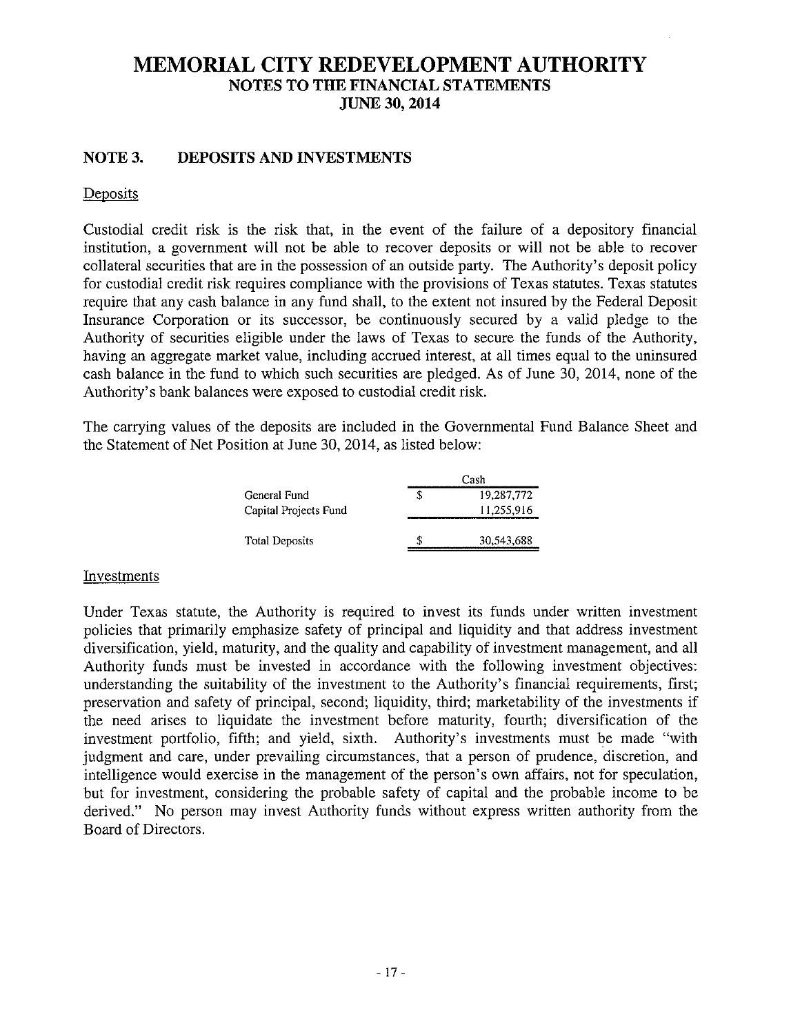# MEMORIAL CITY REDEVELOPMENT AUTHORITY
## NOTES TO THE FINANCIAL STATEMENTS
## JUNE 30, 2014

## NOTE 3. DEPOSITS AND INVESTMENTS

Deposits

Custodial credit risk is the risk that, in the event of the failure of a depository financial institution, a government will not be able to recover deposits or will not be able to recover collateral securities that are in the possession of an outside party. The Authority's deposit policy for custodial credit risk requires compliance with the provisions of Texas statutes. Texas statutes require that any cash balance in any fund shall, to the extent not insured by the Federal Deposit Insurance Corporation or its successor, be continuously secured by a valid pledge to the Authority of securities eligible under the laws of Texas to secure the funds of the Authority, having an aggregate market value, including accrued interest, at all times equal to the uninsured cash balance in the fund to which such securities are pledged. As of June 30, 2014, none of the Authority's bank balances were exposed to custodial credit risk.

The carrying values of the deposits are included in the Governmental Fund Balance Sheet and the Statement of Net Position at June 30, 2014, as listed below:

| | Cash |
|---|---|
| General Fund | $ 19,287,772 |
| Capital Projects Fund | 11,255,916 |
| Total Deposits | $ 30,543,688 |

Investments

Under Texas statute, the Authority is required to invest its funds under written investment policies that primarily emphasize safety of principal and liquidity and that address investment diversification, yield, maturity, and the quality and capability of investment management, and all Authority funds must be invested in accordance with the following investment objectives: understanding the suitability of the investment to the Authority's financial requirements, first; preservation and safety of principal, second; liquidity, third; marketability of the investments if the need arises to liquidate the investment before maturity, fourth; diversification of the investment portfolio, fifth; and yield, sixth. Authority's investments must be made "with judgment and care, under prevailing circumstances, that a person of prudence, discretion, and intelligence would exercise in the management of the person's own affairs, not for speculation, but for investment, considering the probable safety of capital and the probable income to be derived." No person may invest Authority funds without express written authority from the Board of Directors.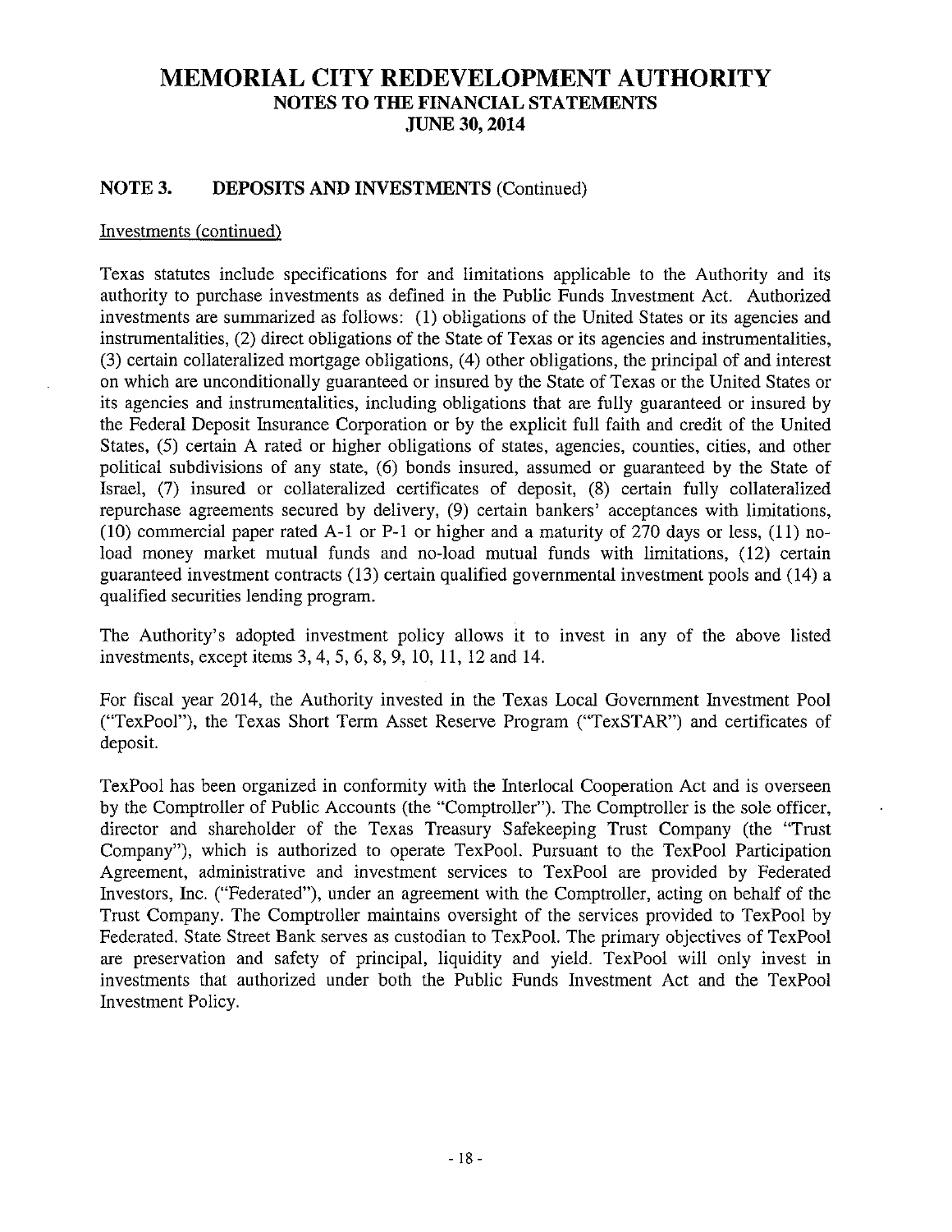## NOTE 3. DEPOSITS AND INVESTMENTS (Continued)

Investments (continued)

Texas statutes include specifications for and limitations applicable to the Authority and its authority to purchase investments as defined in the Public Funds Investment Act. Authorized investments are summarized as follows: (1) obligations of the United States or its agencies and instrumentalities, (2) direct obligations of the State of Texas or its agencies and instrumentalities, (3) certain collateralized mortgage obligations, (4) other obligations, the principal of and interest on which are unconditionally guaranteed or insured by the State of Texas or the United States or its agencies and instrumentalities, including obligations that are fully guaranteed or insured by the Federal Deposit Insurance Corporation or by the explicit full faith and credit of the United States, (5) certain A rated or higher obligations of states, agencies, counties, cities, and other political subdivisions of any state, (6) bonds insured, assumed or guaranteed by the State of Israel, (7) insured or collateralized certificates of deposit, (8) certain fully collateralized repurchase agreements secured by delivery, (9) certain bankers' acceptances with limitations, (10) commercial paper rated A-1 or P-1 or higher and a maturity of 270 days or less, (11) no-load money market mutual funds and no-load mutual funds with limitations, (12) certain guaranteed investment contracts (13) certain qualified governmental investment pools and (14) a qualified securities lending program.

The Authority's adopted investment policy allows it to invest in any of the above listed investments, except items 3, 4, 5, 6, 8, 9, 10, 11, 12 and 14.

For fiscal year 2014, the Authority invested in the Texas Local Government Investment Pool ("TexPool"), the Texas Short Term Asset Reserve Program ("TexSTAR") and certificates of deposit.

TexPool has been organized in conformity with the Interlocal Cooperation Act and is overseen by the Comptroller of Public Accounts (the "Comptroller"). The Comptroller is the sole officer, director and shareholder of the Texas Treasury Safekeeping Trust Company (the "Trust Company"), which is authorized to operate TexPool. Pursuant to the TexPool Participation Agreement, administrative and investment services to TexPool are provided by Federated Investors, Inc. ("Federated"), under an agreement with the Comptroller, acting on behalf of the Trust Company. The Comptroller maintains oversight of the services provided to TexPool by Federated. State Street Bank serves as custodian to TexPool. The primary objectives of TexPool are preservation and safety of principal, liquidity and yield. TexPool will only invest in investments that authorized under both the Public Funds Investment Act and the TexPool Investment Policy.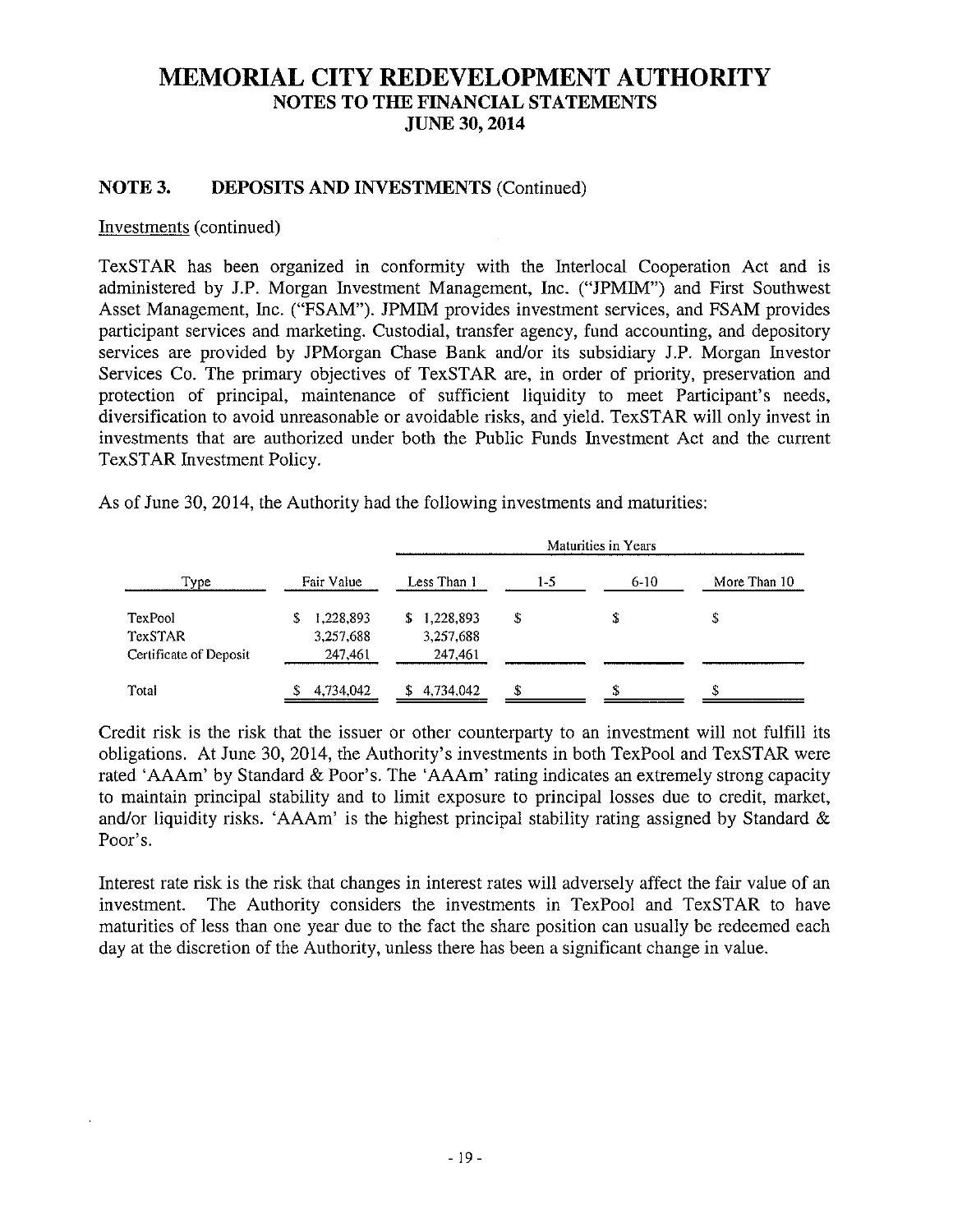# MEMORIAL CITY REDEVELOPMENT AUTHORITY
## NOTES TO THE FINANCIAL STATEMENTS
## JUNE 30, 2014

### NOTE 3. DEPOSITS AND INVESTMENTS (Continued)

Investments (continued)

TexSTAR has been organized in conformity with the Interlocal Cooperation Act and is administered by J.P. Morgan Investment Management, Inc. ("JPMIM") and First Southwest Asset Management, Inc. ("FSAM"). JPMIM provides investment services, and FSAM provides participant services and marketing. Custodial, transfer agency, fund accounting, and depository services are provided by JPMorgan Chase Bank and/or its subsidiary J.P. Morgan Investor Services Co. The primary objectives of TexSTAR are, in order of priority, preservation and protection of principal, maintenance of sufficient liquidity to meet Participant's needs, diversification to avoid unreasonable or avoidable risks, and yield. TexSTAR will only invest in investments that are authorized under both the Public Funds Investment Act and the current TexSTAR Investment Policy.

As of June 30, 2014, the Authority had the following investments and maturities:

| | | Maturities in Years | | | |
|---|---|---|---|---|---|
| Type | Fair Value | Less Than 1 | 1-5 | 6-10 | More Than 10 |
| TexPool | $ 1,228,893 | $ 1,228,893 | $ | $ | $ |
| TexSTAR | 3,257,688 | 3,257,688 | | | |
| Certificate of Deposit | 247,461 | 247,461 | | | |
| Total | $ 4,734,042 | $ 4,734,042 | $ | $ | $ |

Credit risk is the risk that the issuer or other counterparty to an investment will not fulfill its obligations. At June 30, 2014, the Authority's investments in both TexPool and TexSTAR were rated 'AAAm' by Standard & Poor's. The 'AAAm' rating indicates an extremely strong capacity to maintain principal stability and to limit exposure to principal losses due to credit, market, and/or liquidity risks. 'AAAm' is the highest principal stability rating assigned by Standard & Poor's.

Interest rate risk is the risk that changes in interest rates will adversely affect the fair value of an investment. The Authority considers the investments in TexPool and TexSTAR to have maturities of less than one year due to the fact the share position can usually be redeemed each day at the discretion of the Authority, unless there has been a significant change in value.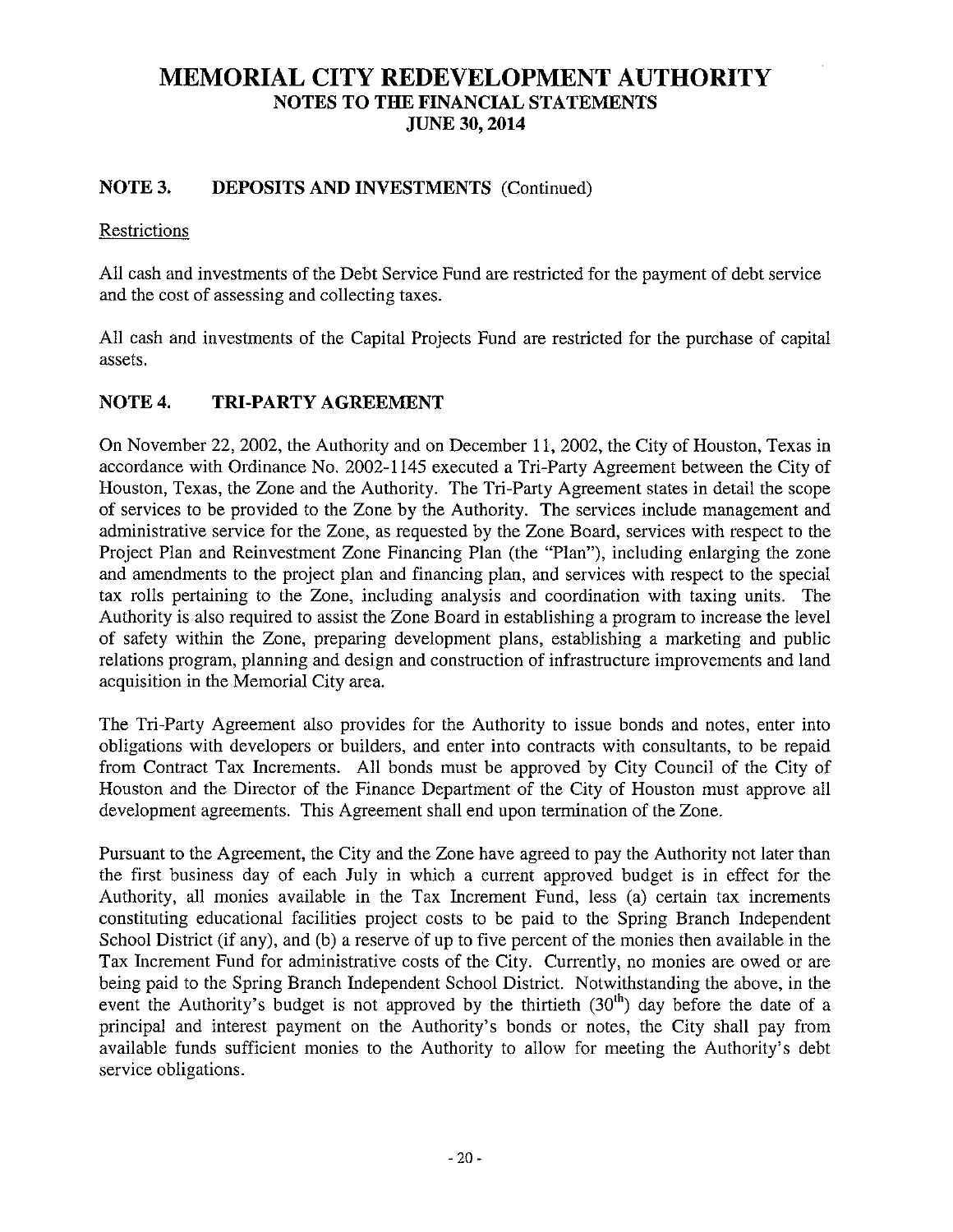# MEMORIAL CITY REDEVELOPMENT AUTHORITY
## NOTES TO THE FINANCIAL STATEMENTS
## JUNE 30, 2014

## NOTE 3. DEPOSITS AND INVESTMENTS (Continued)

Restrictions

All cash and investments of the Debt Service Fund are restricted for the payment of debt service and the cost of assessing and collecting taxes.

All cash and investments of the Capital Projects Fund are restricted for the purchase of capital assets.

## NOTE 4. TRI-PARTY AGREEMENT

On November 22, 2002, the Authority and on December 11, 2002, the City of Houston, Texas in accordance with Ordinance No. 2002-1145 executed a Tri-Party Agreement between the City of Houston, Texas, the Zone and the Authority. The Tri-Party Agreement states in detail the scope of services to be provided to the Zone by the Authority. The services include management and administrative service for the Zone, as requested by the Zone Board, services with respect to the Project Plan and Reinvestment Zone Financing Plan (the "Plan"), including enlarging the zone and amendments to the project plan and financing plan, and services with respect to the special tax rolls pertaining to the Zone, including analysis and coordination with taxing units. The Authority is also required to assist the Zone Board in establishing a program to increase the level of safety within the Zone, preparing development plans, establishing a marketing and public relations program, planning and design and construction of infrastructure improvements and land acquisition in the Memorial City area.

The Tri-Party Agreement also provides for the Authority to issue bonds and notes, enter into obligations with developers or builders, and enter into contracts with consultants, to be repaid from Contract Tax Increments. All bonds must be approved by City Council of the City of Houston and the Director of the Finance Department of the City of Houston must approve all development agreements. This Agreement shall end upon termination of the Zone.

Pursuant to the Agreement, the City and the Zone have agreed to pay the Authority not later than the first business day of each July in which a current approved budget is in effect for the Authority, all monies available in the Tax Increment Fund, less (a) certain tax increments constituting educational facilities project costs to be paid to the Spring Branch Independent School District (if any), and (b) a reserve of up to five percent of the monies then available in the Tax Increment Fund for administrative costs of the City. Currently, no monies are owed or are being paid to the Spring Branch Independent School District. Notwithstanding the above, in the event the Authority's budget is not approved by the thirtieth (30th) day before the date of a principal and interest payment on the Authority's bonds or notes, the City shall pay from available funds sufficient monies to the Authority to allow for meeting the Authority's debt service obligations.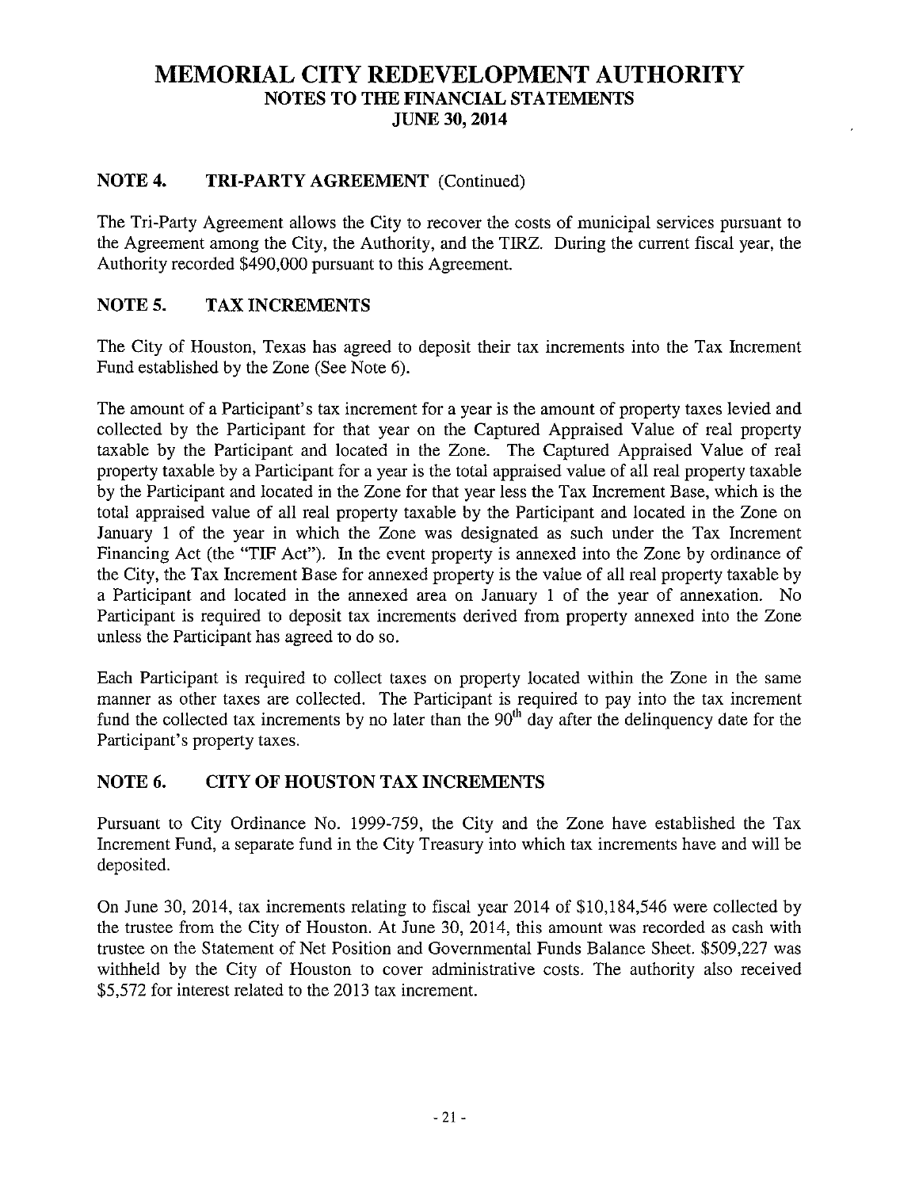# MEMORIAL CITY REDEVELOPMENT AUTHORITY
## NOTES TO THE FINANCIAL STATEMENTS
## JUNE 30, 2014

### NOTE 4. TRI-PARTY AGREEMENT (Continued)

The Tri-Party Agreement allows the City to recover the costs of municipal services pursuant to the Agreement among the City, the Authority, and the TIRZ. During the current fiscal year, the Authority recorded $490,000 pursuant to this Agreement.

### NOTE 5. TAX INCREMENTS

The City of Houston, Texas has agreed to deposit their tax increments into the Tax Increment Fund established by the Zone (See Note 6).

The amount of a Participant's tax increment for a year is the amount of property taxes levied and collected by the Participant for that year on the Captured Appraised Value of real property taxable by the Participant and located in the Zone. The Captured Appraised Value of real property taxable by a Participant for a year is the total appraised value of all real property taxable by the Participant and located in the Zone for that year less the Tax Increment Base, which is the total appraised value of all real property taxable by the Participant and located in the Zone on January 1 of the year in which the Zone was designated as such under the Tax Increment Financing Act (the "TIF Act"). In the event property is annexed into the Zone by ordinance of the City, the Tax Increment Base for annexed property is the value of all real property taxable by a Participant and located in the annexed area on January 1 of the year of annexation. No Participant is required to deposit tax increments derived from property annexed into the Zone unless the Participant has agreed to do so.

Each Participant is required to collect taxes on property located within the Zone in the same manner as other taxes are collected. The Participant is required to pay into the tax increment fund the collected tax increments by no later than the 90th day after the delinquency date for the Participant's property taxes.

### NOTE 6. CITY OF HOUSTON TAX INCREMENTS

Pursuant to City Ordinance No. 1999-759, the City and the Zone have established the Tax Increment Fund, a separate fund in the City Treasury into which tax increments have and will be deposited.

On June 30, 2014, tax increments relating to fiscal year 2014 of $10,184,546 were collected by the trustee from the City of Houston. At June 30, 2014, this amount was recorded as cash with trustee on the Statement of Net Position and Governmental Funds Balance Sheet. $509,227 was withheld by the City of Houston to cover administrative costs. The authority also received $5,572 for interest related to the 2013 tax increment.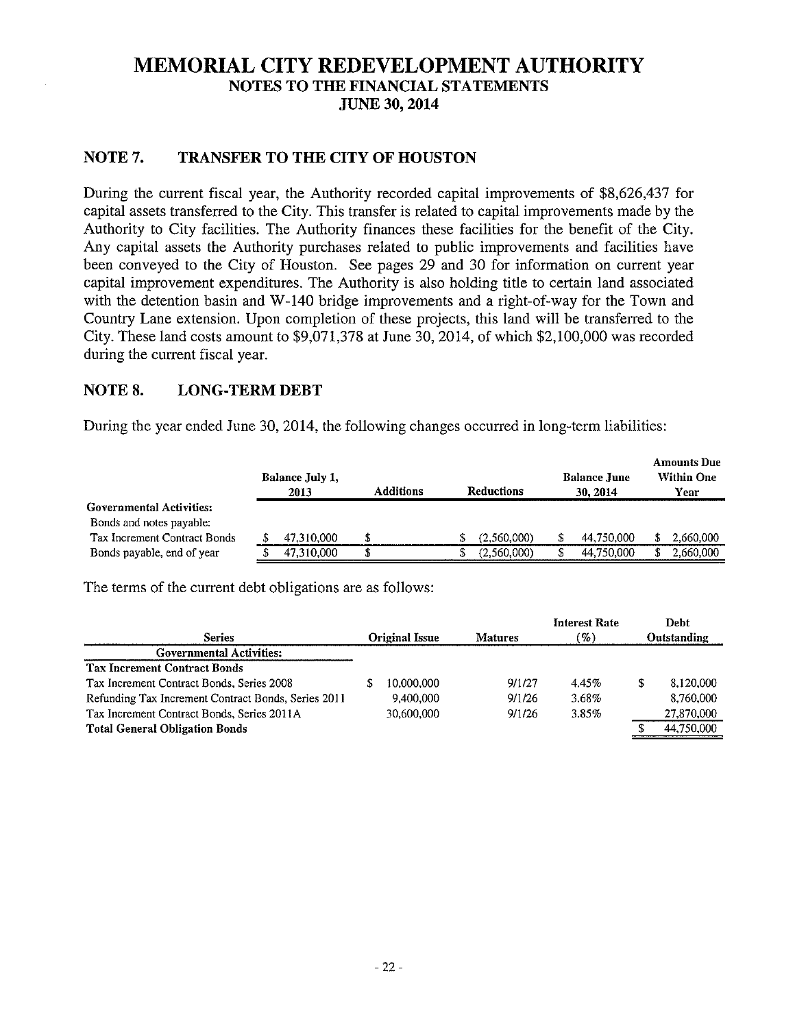# MEMORIAL CITY REDEVELOPMENT AUTHORITY
## NOTES TO THE FINANCIAL STATEMENTS
## JUNE 30, 2014

## NOTE 7. TRANSFER TO THE CITY OF HOUSTON

During the current fiscal year, the Authority recorded capital improvements of $8,626,437 for capital assets transferred to the City. This transfer is related to capital improvements made by the Authority to City facilities. The Authority finances these facilities for the benefit of the City. Any capital assets the Authority purchases related to public improvements and facilities have been conveyed to the City of Houston. See pages 29 and 30 for information on current year capital improvement expenditures. The Authority is also holding title to certain land associated with the detention basin and W-140 bridge improvements and a right-of-way for the Town and Country Lane extension. Upon completion of these projects, this land will be transferred to the City. These land costs amount to $9,071,378 at June 30, 2014, of which $2,100,000 was recorded during the current fiscal year.

## NOTE 8. LONG-TERM DEBT

During the year ended June 30, 2014, the following changes occurred in long-term liabilities:

| | Balance July 1, 2013 | Additions | Reductions | Balance June 30, 2014 | Amounts Due Within One Year |
|---|---|---|---|---|---|
| **Governmental Activities:** | | | | | |
| Bonds and notes payable: | | | | | |
| Tax Increment Contract Bonds | $ 47,310,000 | $ | $ (2,560,000) | $ 44,750,000 | $ 2,660,000 |
| Bonds payable, end of year | $ 47,310,000 | $ | $ (2,560,000) | $ 44,750,000 | $ 2,660,000 |

The terms of the current debt obligations are as follows:

| Series | Original Issue | Matures | Interest Rate (%) | Debt Outstanding |
|---|---|---|---|---|
| **Governmental Activities:** | | | | |
| **Tax Increment Contract Bonds** | | | | |
| Tax Increment Contract Bonds, Series 2008 | $ 10,000,000 | 9/1/27 | 4.45% | $ 8,120,000 |
| Refunding Tax Increment Contract Bonds, Series 2011 | 9,400,000 | 9/1/26 | 3.68% | 8,760,000 |
| Tax Increment Contract Bonds, Series 2011A | 30,600,000 | 9/1/26 | 3.85% | 27,870,000 |
| **Total General Obligation Bonds** | | | | $ 44,750,000 |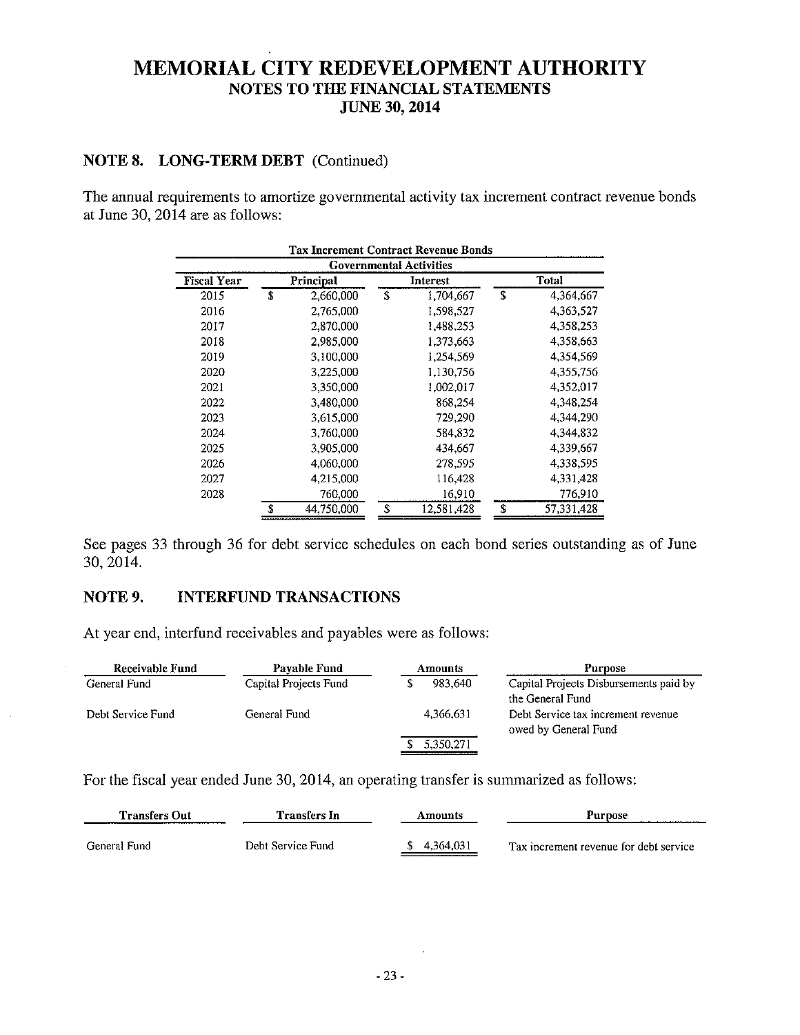# MEMORIAL CITY REDEVELOPMENT AUTHORITY
## NOTES TO THE FINANCIAL STATEMENTS
## JUNE 30, 2014

### NOTE 8. LONG-TERM DEBT (Continued)

The annual requirements to amortize governmental activity tax increment contract revenue bonds at June 30, 2014 are as follows:

| Tax Increment Contract Revenue Bonds | | | |
|---|---|---|---|
| Governmental Activities | | | |
| Fiscal Year | Principal | Interest | Total |
| 2015 | $ 2,660,000 | $ 1,704,667 | $ 4,364,667 |
| 2016 | 2,765,000 | 1,598,527 | 4,363,527 |
| 2017 | 2,870,000 | 1,488,253 | 4,358,253 |
| 2018 | 2,985,000 | 1,373,663 | 4,358,663 |
| 2019 | 3,100,000 | 1,254,569 | 4,354,569 |
| 2020 | 3,225,000 | 1,130,756 | 4,355,756 |
| 2021 | 3,350,000 | 1,002,017 | 4,352,017 |
| 2022 | 3,480,000 | 868,254 | 4,348,254 |
| 2023 | 3,615,000 | 729,290 | 4,344,290 |
| 2024 | 3,760,000 | 584,832 | 4,344,832 |
| 2025 | 3,905,000 | 434,667 | 4,339,667 |
| 2026 | 4,060,000 | 278,595 | 4,338,595 |
| 2027 | 4,215,000 | 116,428 | 4,331,428 |
| 2028 | 760,000 | 16,910 | 776,910 |
| | $ 44,750,000 | $ 12,581,428 | $ 57,331,428 |

See pages 33 through 36 for debt service schedules on each bond series outstanding as of June 30, 2014.

### NOTE 9. INTERFUND TRANSACTIONS

At year end, interfund receivables and payables were as follows:

| Receivable Fund | Payable Fund | Amounts | Purpose |
|---|---|---|---|
| General Fund | Capital Projects Fund | $ 983,640 | Capital Projects Disbursements paid by the General Fund |
| Debt Service Fund | General Fund | 4,366,631 | Debt Service tax increment revenue owed by General Fund |
| | | $ 5,350,271 | |

For the fiscal year ended June 30, 2014, an operating transfer is summarized as follows:

| Transfers Out | Transfers In | Amounts | Purpose |
|---|---|---|---|
| General Fund | Debt Service Fund | $ 4,364,031 | Tax increment revenue for debt service |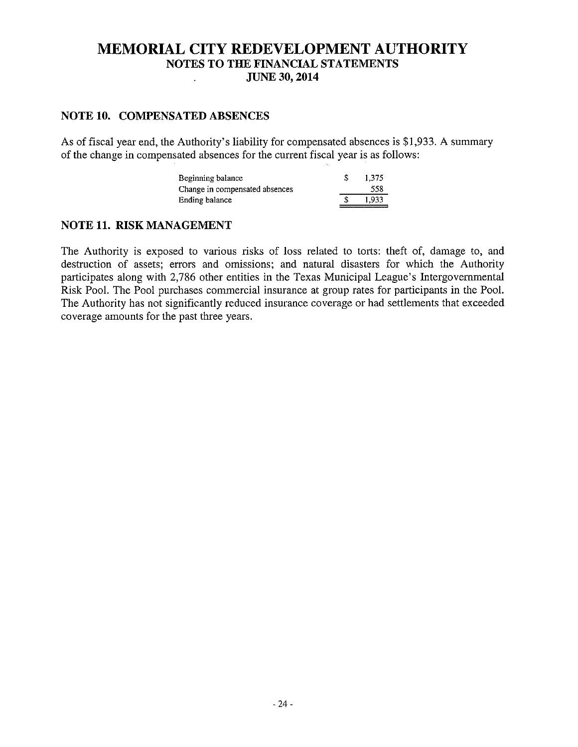# MEMORIAL CITY REDEVELOPMENT AUTHORITY
## NOTES TO THE FINANCIAL STATEMENTS
## JUNE 30, 2014

### NOTE 10. COMPENSATED ABSENCES

As of fiscal year end, the Authority's liability for compensated absences is $1,933. A summary of the change in compensated absences for the current fiscal year is as follows:

| | |
|---|---|
| Beginning balance | $ 1,375 |
| Change in compensated absences | 558 |
| Ending balance | $ 1,933 |

### NOTE 11. RISK MANAGEMENT

The Authority is exposed to various risks of loss related to torts: theft of, damage to, and destruction of assets; errors and omissions; and natural disasters for which the Authority participates along with 2,786 other entities in the Texas Municipal League's Intergovernmental Risk Pool. The Pool purchases commercial insurance at group rates for participants in the Pool. The Authority has not significantly reduced insurance coverage or had settlements that exceeded coverage amounts for the past three years.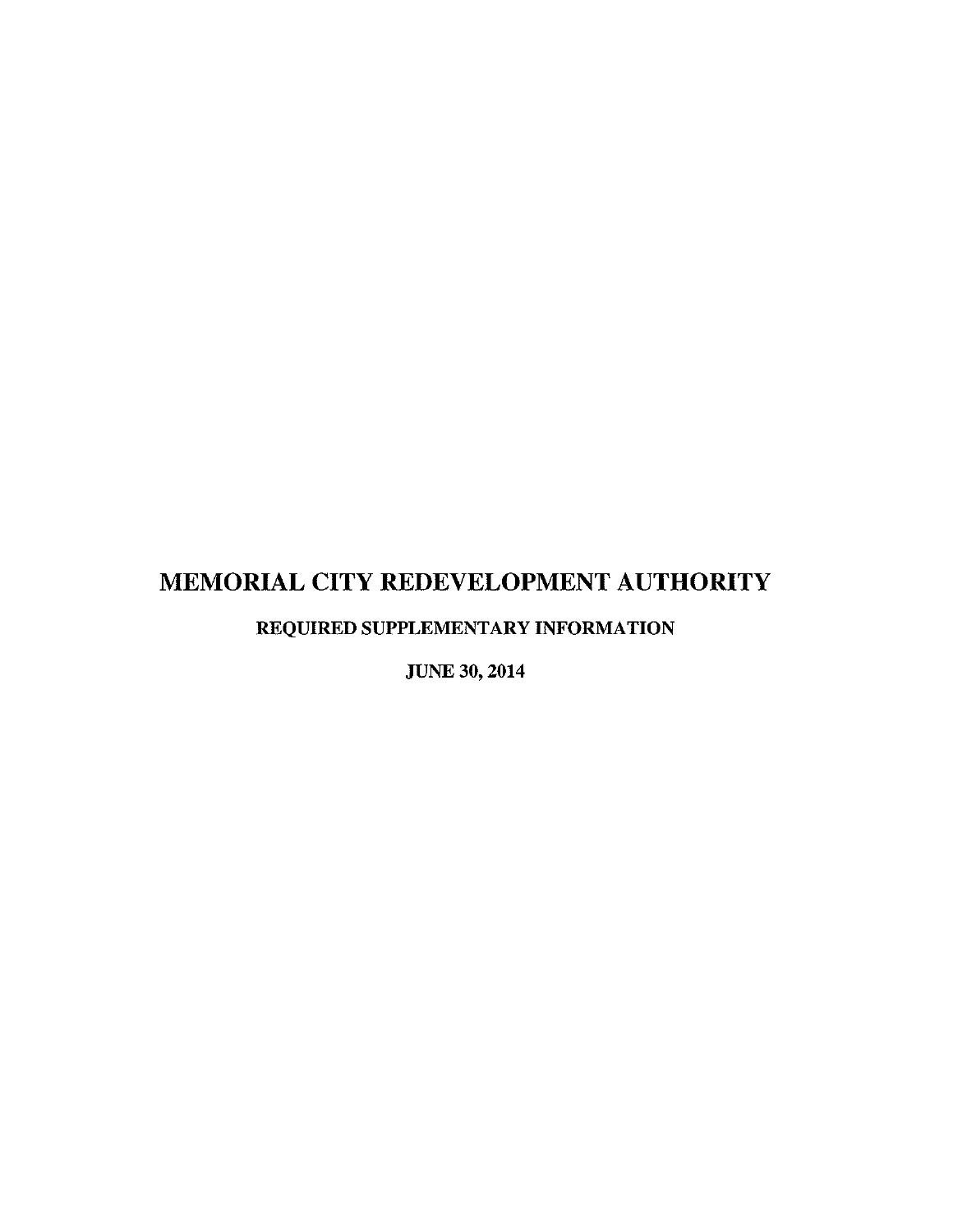# MEMORIAL CITY REDEVELOPMENT AUTHORITY

## REQUIRED SUPPLEMENTARY INFORMATION

### JUNE 30, 2014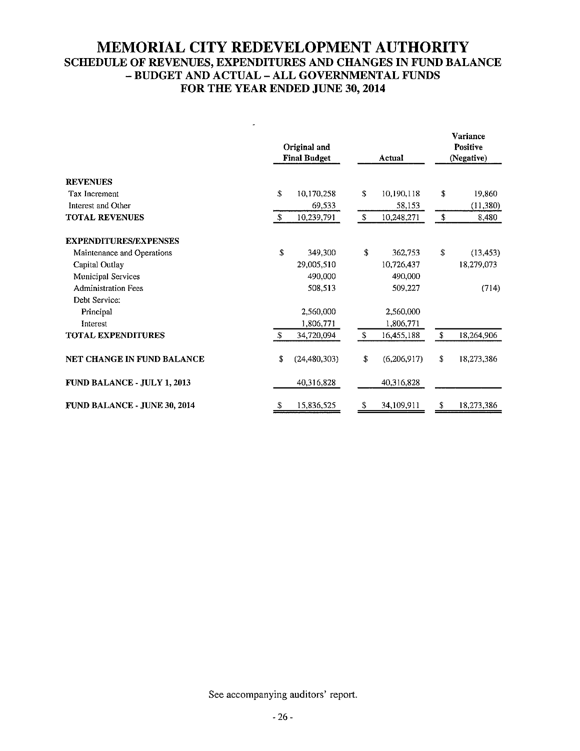# MEMORIAL CITY REDEVELOPMENT AUTHORITY

## SCHEDULE OF REVENUES, EXPENDITURES AND CHANGES IN FUND BALANCE – BUDGET AND ACTUAL – ALL GOVERNMENTAL FUNDS

## FOR THE YEAR ENDED JUNE 30, 2014

| | Original and Final Budget | Actual | Variance Positive (Negative) |
|---|---|---|---|
| **REVENUES** | | | |
| Tax Increment | $ 10,170,258 | $ 10,190,118 | $ 19,860 |
| Interest and Other | 69,533 | 58,153 | (11,380) |
| **TOTAL REVENUES** | $ 10,239,791 | $ 10,248,271 | $ 8,480 |
| **EXPENDITURES/EXPENSES** | | | |
| Maintenance and Operations | $ 349,300 | $ 362,753 | $ (13,453) |
| Capital Outlay | 29,005,510 | 10,726,437 | 18,279,073 |
| Municipal Services | 490,000 | 490,000 | |
| Administration Fees | 508,513 | 509,227 | (714) |
| Debt Service: | | | |
| Principal | 2,560,000 | 2,560,000 | |
| Interest | 1,806,771 | 1,806,771 | |
| **TOTAL EXPENDITURES** | $ 34,720,094 | $ 16,455,188 | $ 18,264,906 |
| **NET CHANGE IN FUND BALANCE** | $ (24,480,303) | $ (6,206,917) | $ 18,273,386 |
| **FUND BALANCE - JULY 1, 2013** | 40,316,828 | 40,316,828 | |
| **FUND BALANCE - JUNE 30, 2014** | $ 15,836,525 | $ 34,109,911 | $ 18,273,386 |

See accompanying auditors' report.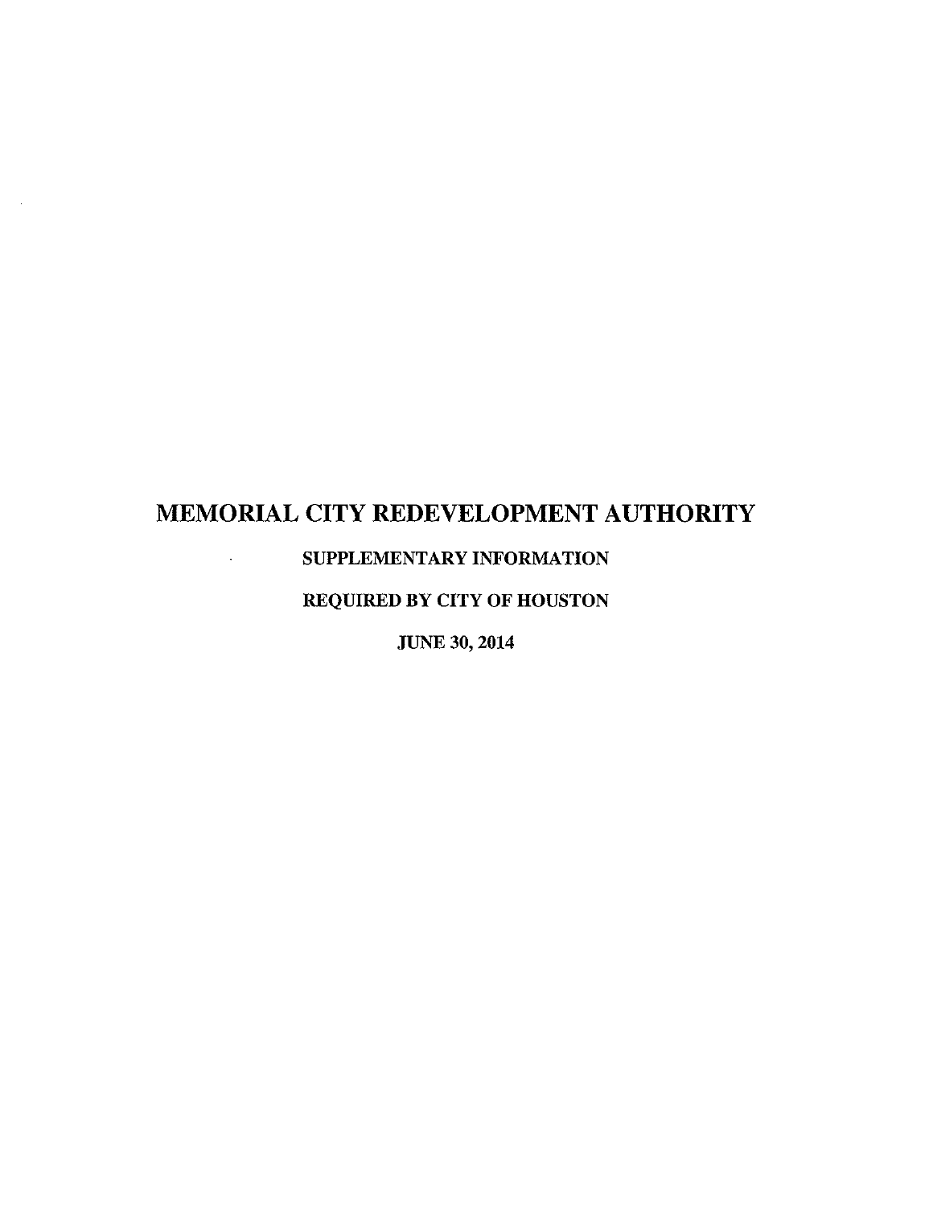# MEMORIAL CITY REDEVELOPMENT AUTHORITY

## SUPPLEMENTARY INFORMATION

## REQUIRED BY CITY OF HOUSTON

## JUNE 30, 2014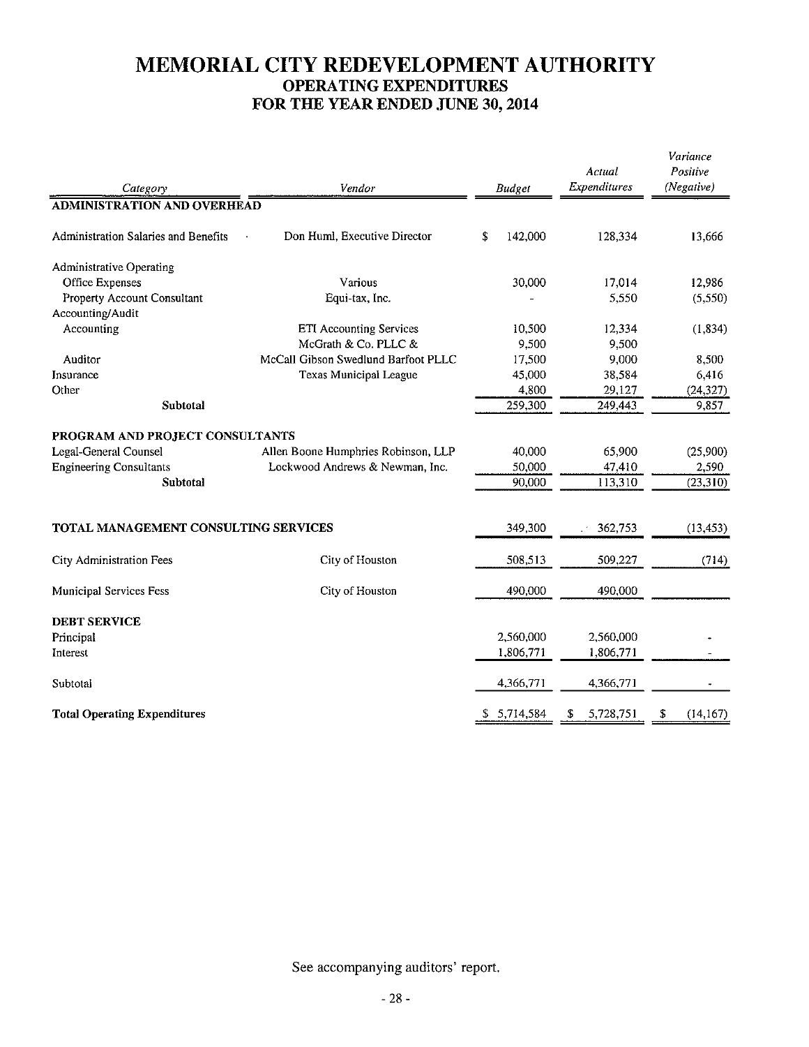# MEMORIAL CITY REDEVELOPMENT AUTHORITY
## OPERATING EXPENDITURES
## FOR THE YEAR ENDED JUNE 30, 2014

| *Category* | *Vendor* | *Budget* | *Actual Expenditures* | *Variance Positive (Negative)* |
|---|---|---|---|---|
| **ADMINISTRATION AND OVERHEAD** | | | | |
| Administration Salaries and Benefits | Don Huml, Executive Director | $ 142,000 | 128,334 | 13,666 |
| Administrative Operating | | | | |
| Office Expenses | Various | 30,000 | 17,014 | 12,986 |
| Property Account Consultant | Equi-tax, Inc. | - | 5,550 | (5,550) |
| Accounting/Audit | | | | |
| Accounting | ETI Accounting Services | 10,500 | 12,334 | (1,834) |
| | McGrath & Co. PLLC & | 9,500 | 9,500 | |
| Auditor | McCall Gibson Swedlund Barfoot PLLC | 17,500 | 9,000 | 8,500 |
| Insurance | Texas Municipal League | 45,000 | 38,584 | 6,416 |
| Other | | 4,800 | 29,127 | (24,327) |
| **Subtotal** | | 259,300 | 249,443 | 9,857 |
| **PROGRAM AND PROJECT CONSULTANTS** | | | | |
| Legal-General Counsel | Allen Boone Humphries Robinson, LLP | 40,000 | 65,900 | (25,900) |
| Engineering Consultants | Lockwood Andrews & Newman, Inc. | 50,000 | 47,410 | 2,590 |
| **Subtotal** | | 90,000 | 113,310 | (23,310) |
| **TOTAL MANAGEMENT CONSULTING SERVICES** | | 349,300 | 362,753 | (13,453) |
| City Administration Fees | City of Houston | 508,513 | 509,227 | (714) |
| Municipal Services Fess | City of Houston | 490,000 | 490,000 | |
| **DEBT SERVICE** | | | | |
| Principal | | 2,560,000 | 2,560,000 | - |
| Interest | | 1,806,771 | 1,806,771 | - |
| Subtotal | | 4,366,771 | 4,366,771 | - |
| **Total Operating Expenditures** | | $ 5,714,584 | $ 5,728,751 | $ (14,167) |

See accompanying auditors' report.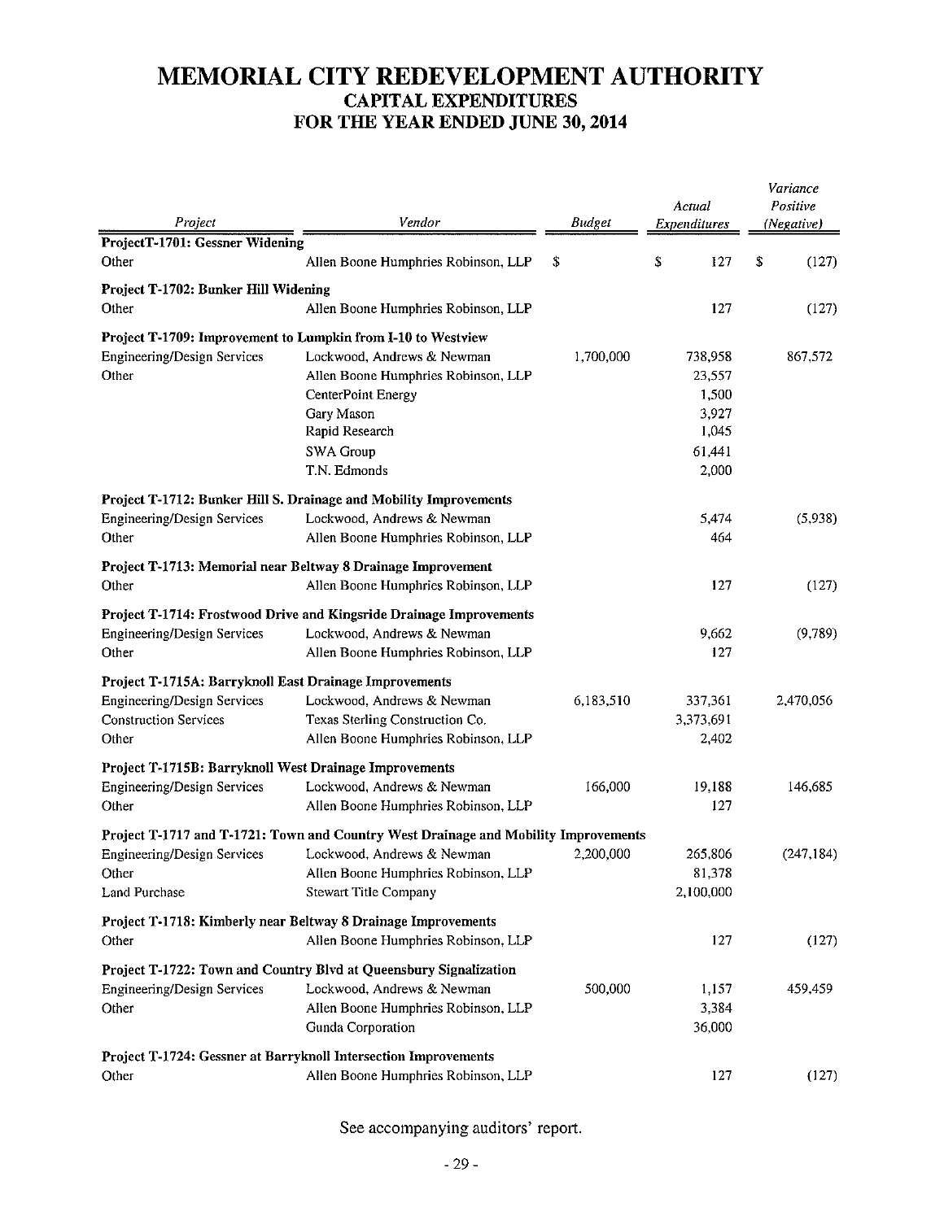# MEMORIAL CITY REDEVELOPMENT AUTHORITY
## CAPITAL EXPENDITURES
## FOR THE YEAR ENDED JUNE 30, 2014

| *Project* | *Vendor* | *Budget* | *Actual Expenditures* | *Variance Positive (Negative)* |
|---|---|---|---|---|
| **ProjectT-1701: Gessner Widening** | | | | |
| Other | Allen Boone Humphries Robinson, LLP | $ | $ 127 | $ (127) |
| **Project T-1702: Bunker Hill Widening** | | | | |
| Other | Allen Boone Humphries Robinson, LLP | | 127 | (127) |
| **Project T-1709: Improvement to Lumpkin from I-10 to Westview** | | | | |
| Engineering/Design Services | Lockwood, Andrews & Newman | 1,700,000 | 738,958 | 867,572 |
| Other | Allen Boone Humphries Robinson, LLP | | 23,557 | |
| | CenterPoint Energy | | 1,500 | |
| | Gary Mason | | 3,927 | |
| | Rapid Research | | 1,045 | |
| | SWA Group | | 61,441 | |
| | T.N. Edmonds | | 2,000 | |
| **Project T-1712: Bunker Hill S. Drainage and Mobility Improvements** | | | | |
| Engineering/Design Services | Lockwood, Andrews & Newman | | 5,474 | (5,938) |
| Other | Allen Boone Humphries Robinson, LLP | | 464 | |
| **Project T-1713: Memorial near Beltway 8 Drainage Improvement** | | | | |
| Other | Allen Boone Humphries Robinson, LLP | | 127 | (127) |
| **Project T-1714: Frostwood Drive and Kingsride Drainage Improvements** | | | | |
| Engineering/Design Services | Lockwood, Andrews & Newman | | 9,662 | (9,789) |
| Other | Allen Boone Humphries Robinson, LLP | | 127 | |
| **Project T-1715A: Barryknoll East Drainage Improvements** | | | | |
| Engineering/Design Services | Lockwood, Andrews & Newman | 6,183,510 | 337,361 | 2,470,056 |
| Construction Services | Texas Sterling Construction Co. | | 3,373,691 | |
| Other | Allen Boone Humphries Robinson, LLP | | 2,402 | |
| **Project T-1715B: Barryknoll West Drainage Improvements** | | | | |
| Engineering/Design Services | Lockwood, Andrews & Newman | 166,000 | 19,188 | 146,685 |
| Other | Allen Boone Humphries Robinson, LLP | | 127 | |
| **Project T-1717 and T-1721: Town and Country West Drainage and Mobility Improvements** | | | | |
| Engineering/Design Services | Lockwood, Andrews & Newman | 2,200,000 | 265,806 | (247,184) |
| Other | Allen Boone Humphries Robinson, LLP | | 81,378 | |
| Land Purchase | Stewart Title Company | | 2,100,000 | |
| **Project T-1718: Kimberly near Beltway 8 Drainage Improvements** | | | | |
| Other | Allen Boone Humphries Robinson, LLP | | 127 | (127) |
| **Project T-1722: Town and Country Blvd at Queensbury Signalization** | | | | |
| Engineering/Design Services | Lockwood, Andrews & Newman | 500,000 | 1,157 | 459,459 |
| Other | Allen Boone Humphries Robinson, LLP | | 3,384 | |
| | Gunda Corporation | | 36,000 | |
| **Project T-1724: Gessner at Barryknoll Intersection Improvements** | | | | |
| Other | Allen Boone Humphries Robinson, LLP | | 127 | (127) |

See accompanying auditors' report.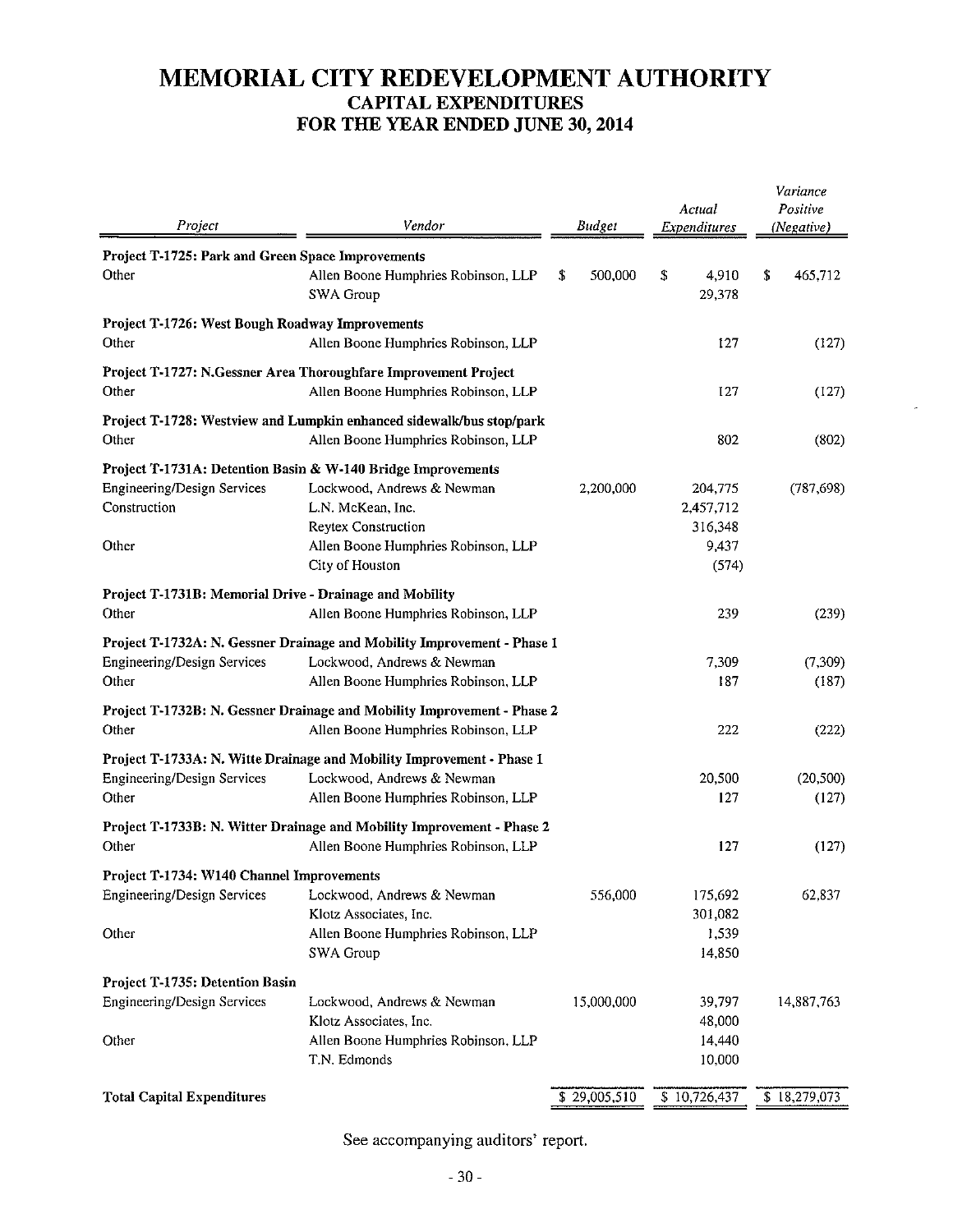# MEMORIAL CITY REDEVELOPMENT AUTHORITY
## CAPITAL EXPENDITURES
## FOR THE YEAR ENDED JUNE 30, 2014

| *Project* | *Vendor* | *Budget* | *Actual Expenditures* | *Variance Positive (Negative)* |
|---|---|---|---|---|
| **Project T-1725: Park and Green Space Improvements** | | | | |
| Other | Allen Boone Humphries Robinson, LLP | $ 500,000 | $ 4,910 | $ 465,712 |
| | SWA Group | | 29,378 | |
| **Project T-1726: West Bough Roadway Improvements** | | | | |
| Other | Allen Boone Humphries Robinson, LLP | | 127 | (127) |
| **Project T-1727: N.Gessner Area Thoroughfare Improvement Project** | | | | |
| Other | Allen Boone Humphries Robinson, LLP | | 127 | (127) |
| **Project T-1728: Westview and Lumpkin enhanced sidewalk/bus stop/park** | | | | |
| Other | Allen Boone Humphries Robinson, LLP | | 802 | (802) |
| **Project T-1731A: Detention Basin & W-140 Bridge Improvements** | | | | |
| Engineering/Design Services | Lockwood, Andrews & Newman | 2,200,000 | 204,775 | (787,698) |
| Construction | L.N. McKean, Inc. | | 2,457,712 | |
| | Reytex Construction | | 316,348 | |
| Other | Allen Boone Humphries Robinson, LLP | | 9,437 | |
| | City of Houston | | (574) | |
| **Project T-1731B: Memorial Drive - Drainage and Mobility** | | | | |
| Other | Allen Boone Humphries Robinson, LLP | | 239 | (239) |
| **Project T-1732A: N. Gessner Drainage and Mobility Improvement - Phase 1** | | | | |
| Engineering/Design Services | Lockwood, Andrews & Newman | | 7,309 | (7,309) |
| Other | Allen Boone Humphries Robinson, LLP | | 187 | (187) |
| **Project T-1732B: N. Gessner Drainage and Mobility Improvement - Phase 2** | | | | |
| Other | Allen Boone Humphries Robinson, LLP | | 222 | (222) |
| **Project T-1733A: N. Witte Drainage and Mobility Improvement - Phase 1** | | | | |
| Engineering/Design Services | Lockwood, Andrews & Newman | | 20,500 | (20,500) |
| Other | Allen Boone Humphries Robinson, LLP | | 127 | (127) |
| **Project T-1733B: N. Witter Drainage and Mobility Improvement - Phase 2** | | | | |
| Other | Allen Boone Humphries Robinson, LLP | | 127 | (127) |
| **Project T-1734: W140 Channel Improvements** | | | | |
| Engineering/Design Services | Lockwood, Andrews & Newman | 556,000 | 175,692 | 62,837 |
| | Klotz Associates, Inc. | | 301,082 | |
| Other | Allen Boone Humphries Robinson, LLP | | 1,539 | |
| | SWA Group | | 14,850 | |
| **Project T-1735: Detention Basin** | | | | |
| Engineering/Design Services | Lockwood, Andrews & Newman | 15,000,000 | 39,797 | 14,887,763 |
| | Klotz Associates, Inc. | | 48,000 | |
| Other | Allen Boone Humphries Robinson, LLP | | 14,440 | |
| | T.N. Edmonds | | 10,000 | |
| **Total Capital Expenditures** | | $ 29,005,510 | $ 10,726,437 | $ 18,279,073 |

See accompanying auditors' report.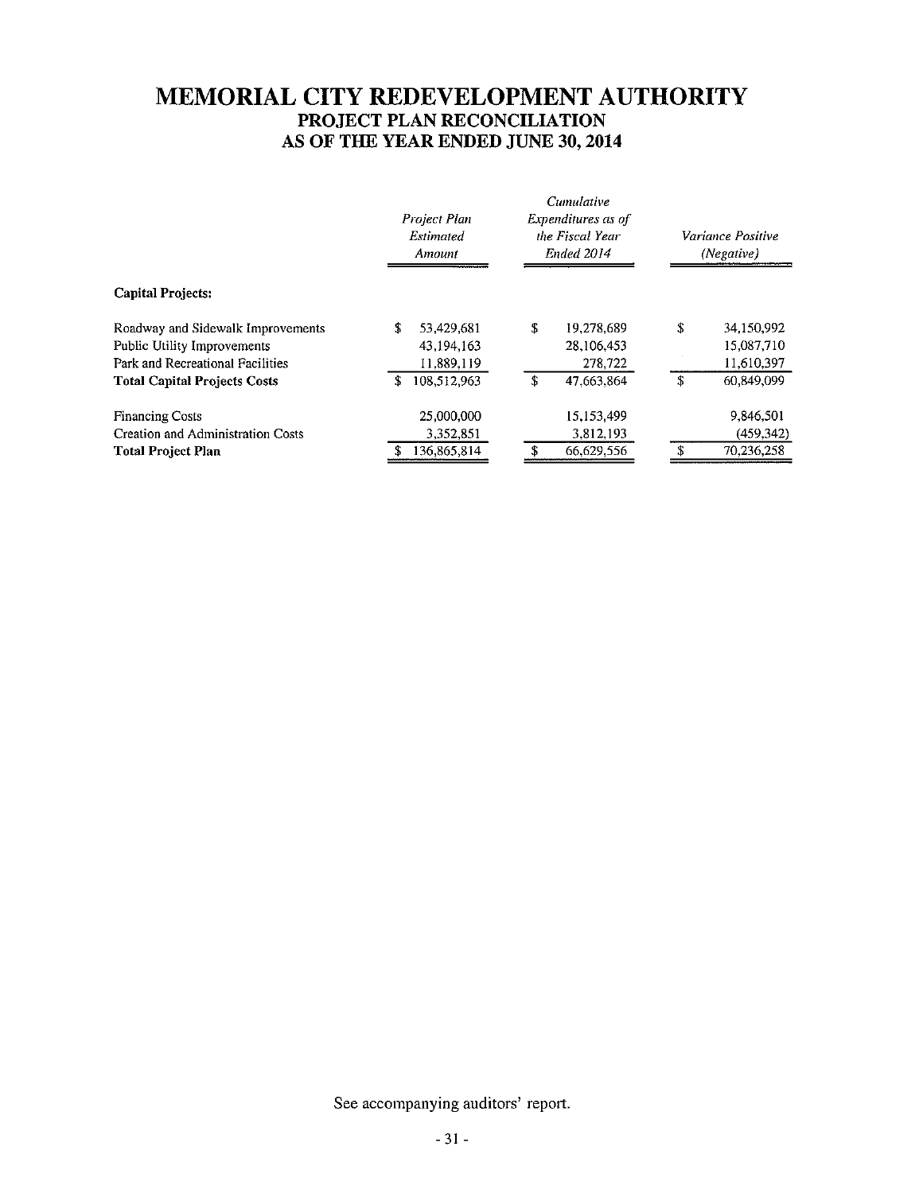# MEMORIAL CITY REDEVELOPMENT AUTHORITY
## PROJECT PLAN RECONCILIATION
## AS OF THE YEAR ENDED JUNE 30, 2014

| | *Project Plan Estimated Amount* | *Cumulative Expenditures as of the Fiscal Year Ended 2014* | *Variance Positive (Negative)* |
|---|---|---|---|
| **Capital Projects:** | | | |
| Roadway and Sidewalk Improvements | $ 53,429,681 | $ 19,278,689 | $ 34,150,992 |
| Public Utility Improvements | 43,194,163 | 28,106,453 | 15,087,710 |
| Park and Recreational Facilities | 11,889,119 | 278,722 | 11,610,397 |
| **Total Capital Projects Costs** | $ 108,512,963 | $ 47,663,864 | $ 60,849,099 |
| Financing Costs | 25,000,000 | 15,153,499 | 9,846,501 |
| Creation and Administration Costs | 3,352,851 | 3,812,193 | (459,342) |
| **Total Project Plan** | $ 136,865,814 | $ 66,629,556 | $ 70,236,258 |

See accompanying auditors' report.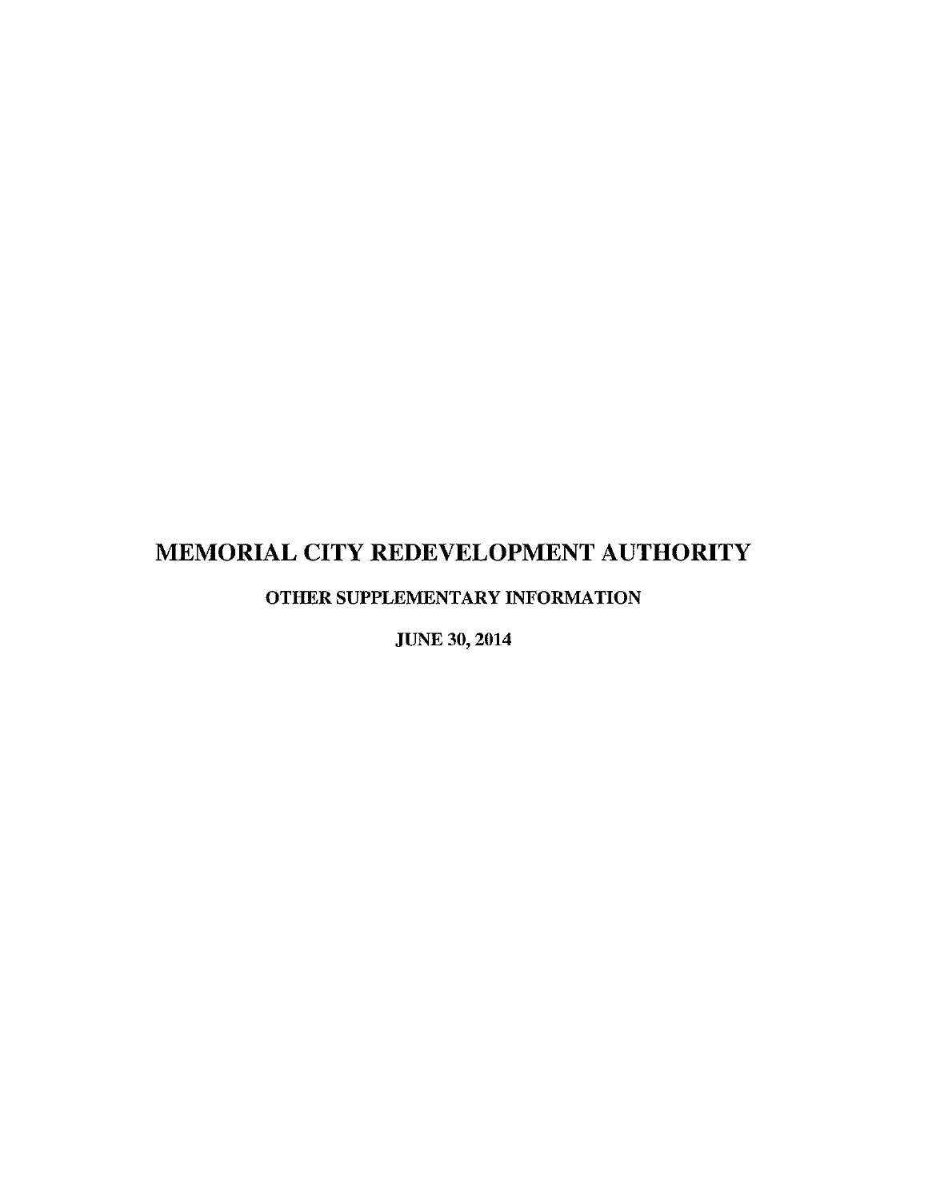# MEMORIAL CITY REDEVELOPMENT AUTHORITY

## OTHER SUPPLEMENTARY INFORMATION

### JUNE 30, 2014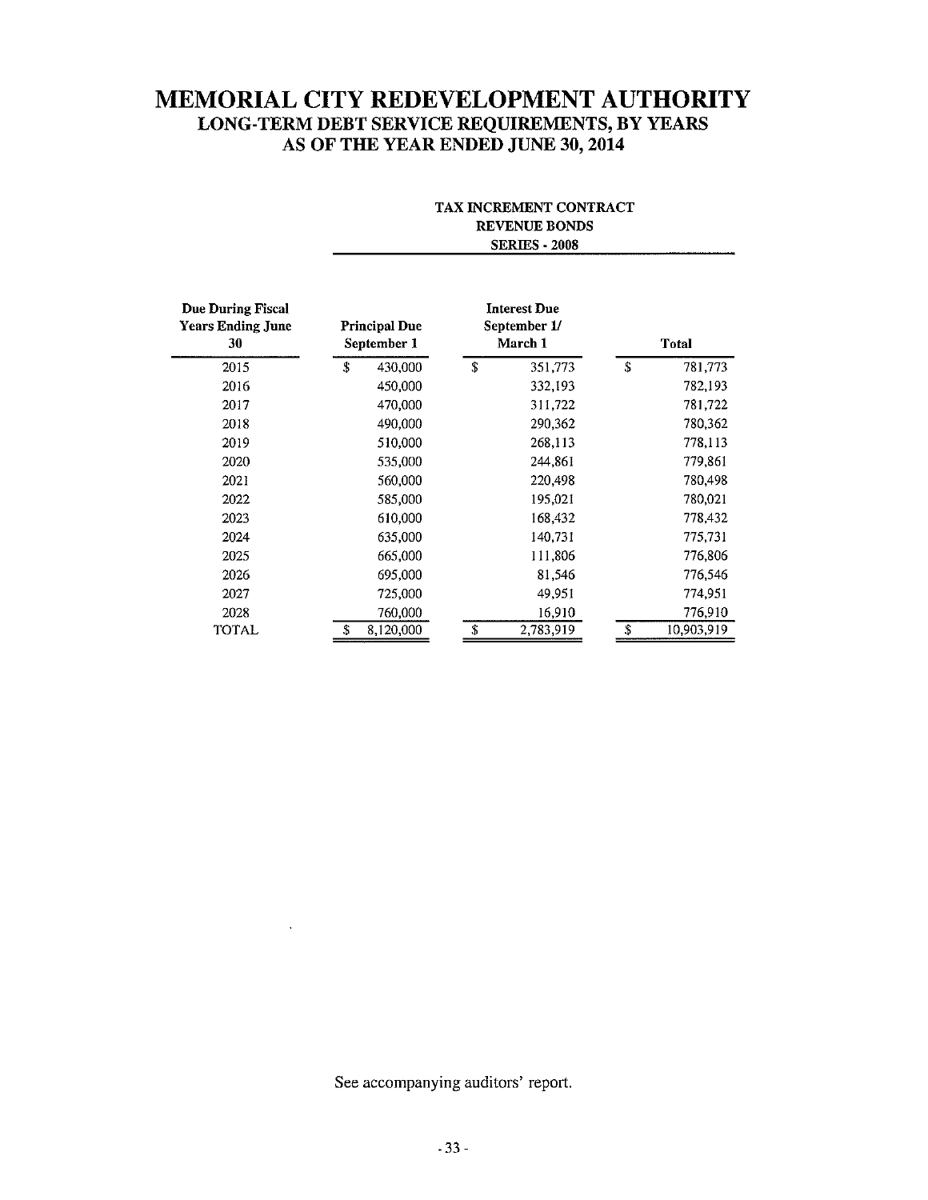# MEMORIAL CITY REDEVELOPMENT AUTHORITY

## LONG-TERM DEBT SERVICE REQUIREMENTS, BY YEARS

## AS OF THE YEAR ENDED JUNE 30, 2014

| | TAX INCREMENT CONTRACT REVENUE BONDS SERIES - 2008 | | |
|---|---|---|---|
| **Due During Fiscal Years Ending June 30** | **Principal Due September 1** | **Interest Due September 1/ March 1** | **Total** |
| 2015 | $ 430,000 | $ 351,773 | $ 781,773 |
| 2016 | 450,000 | 332,193 | 782,193 |
| 2017 | 470,000 | 311,722 | 781,722 |
| 2018 | 490,000 | 290,362 | 780,362 |
| 2019 | 510,000 | 268,113 | 778,113 |
| 2020 | 535,000 | 244,861 | 779,861 |
| 2021 | 560,000 | 220,498 | 780,498 |
| 2022 | 585,000 | 195,021 | 780,021 |
| 2023 | 610,000 | 168,432 | 778,432 |
| 2024 | 635,000 | 140,731 | 775,731 |
| 2025 | 665,000 | 111,806 | 776,806 |
| 2026 | 695,000 | 81,546 | 776,546 |
| 2027 | 725,000 | 49,951 | 774,951 |
| 2028 | 760,000 | 16,910 | 776,910 |
| TOTAL | $ 8,120,000 | $ 2,783,919 | $ 10,903,919 |

See accompanying auditors' report.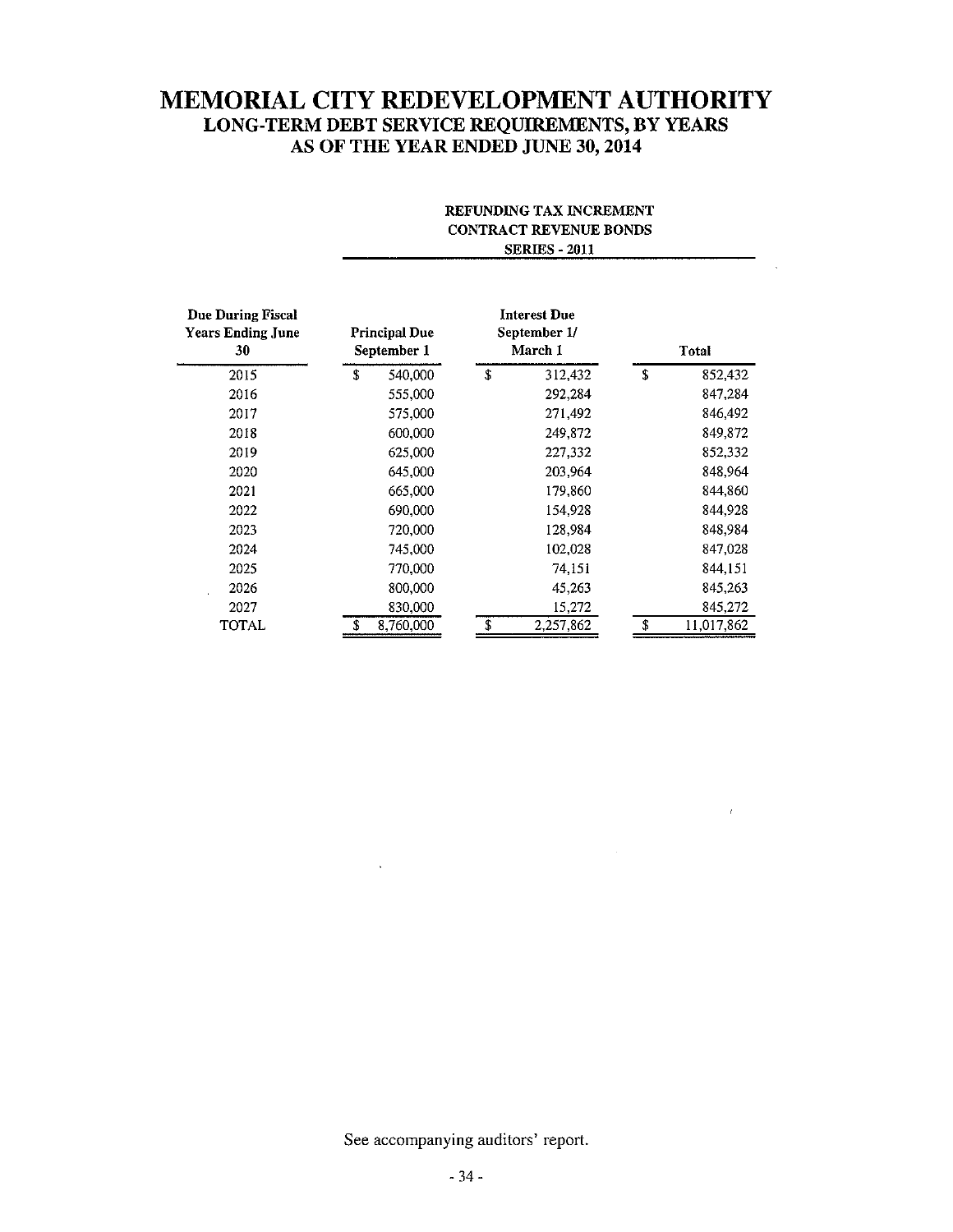# MEMORIAL CITY REDEVELOPMENT AUTHORITY

## LONG-TERM DEBT SERVICE REQUIREMENTS, BY YEARS

## AS OF THE YEAR ENDED JUNE 30, 2014

| | REFUNDING TAX INCREMENT CONTRACT REVENUE BONDS SERIES - 2011 | | |
|---|---|---|---|
| Due During Fiscal Years Ending June 30 | Principal Due September 1 | Interest Due September 1/ March 1 | Total |
| 2015 | $ 540,000 | $ 312,432 | $ 852,432 |
| 2016 | 555,000 | 292,284 | 847,284 |
| 2017 | 575,000 | 271,492 | 846,492 |
| 2018 | 600,000 | 249,872 | 849,872 |
| 2019 | 625,000 | 227,332 | 852,332 |
| 2020 | 645,000 | 203,964 | 848,964 |
| 2021 | 665,000 | 179,860 | 844,860 |
| 2022 | 690,000 | 154,928 | 844,928 |
| 2023 | 720,000 | 128,984 | 848,984 |
| 2024 | 745,000 | 102,028 | 847,028 |
| 2025 | 770,000 | 74,151 | 844,151 |
| 2026 | 800,000 | 45,263 | 845,263 |
| 2027 | 830,000 | 15,272 | 845,272 |
| TOTAL | $ 8,760,000 | $ 2,257,862 | $ 11,017,862 |

See accompanying auditors' report.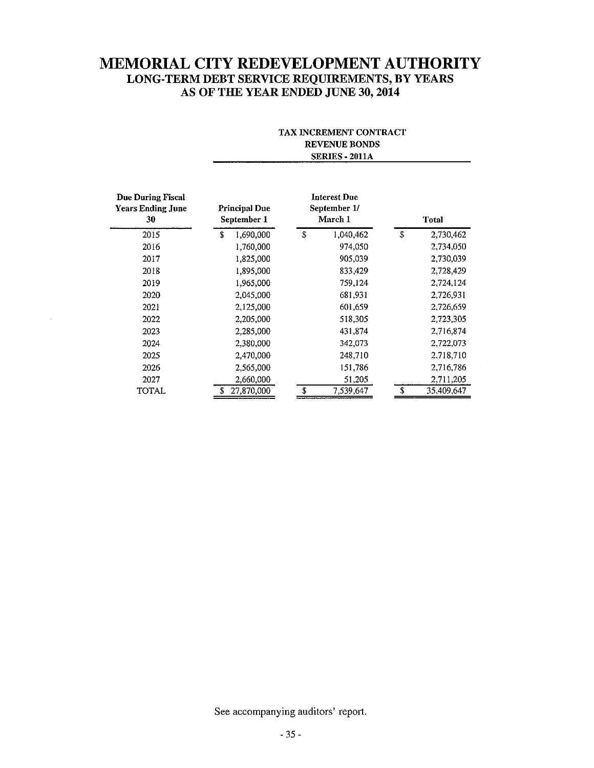# MEMORIAL CITY REDEVELOPMENT AUTHORITY
## LONG-TERM DEBT SERVICE REQUIREMENTS, BY YEARS
## AS OF THE YEAR ENDED JUNE 30, 2014

| | TAX INCREMENT CONTRACT REVENUE BONDS SERIES - 2011A | | |
|---|---|---|---|
| Due During Fiscal Years Ending June 30 | Principal Due September 1 | Interest Due September 1/ March 1 | Total |
| 2015 | $ 1,690,000 | $ 1,040,462 | $ 2,730,462 |
| 2016 | 1,760,000 | 974,050 | 2,734,050 |
| 2017 | 1,825,000 | 905,039 | 2,730,039 |
| 2018 | 1,895,000 | 833,429 | 2,728,429 |
| 2019 | 1,965,000 | 759,124 | 2,724,124 |
| 2020 | 2,045,000 | 681,931 | 2,726,931 |
| 2021 | 2,125,000 | 601,659 | 2,726,659 |
| 2022 | 2,205,000 | 518,305 | 2,723,305 |
| 2023 | 2,285,000 | 431,874 | 2,716,874 |
| 2024 | 2,380,000 | 342,073 | 2,722,073 |
| 2025 | 2,470,000 | 248,710 | 2,718,710 |
| 2026 | 2,565,000 | 151,786 | 2,716,786 |
| 2027 | 2,660,000 | 51,205 | 2,711,205 |
| TOTAL | $ 27,870,000 | $ 7,539,647 | $ 35,409,647 |

See accompanying auditors' report.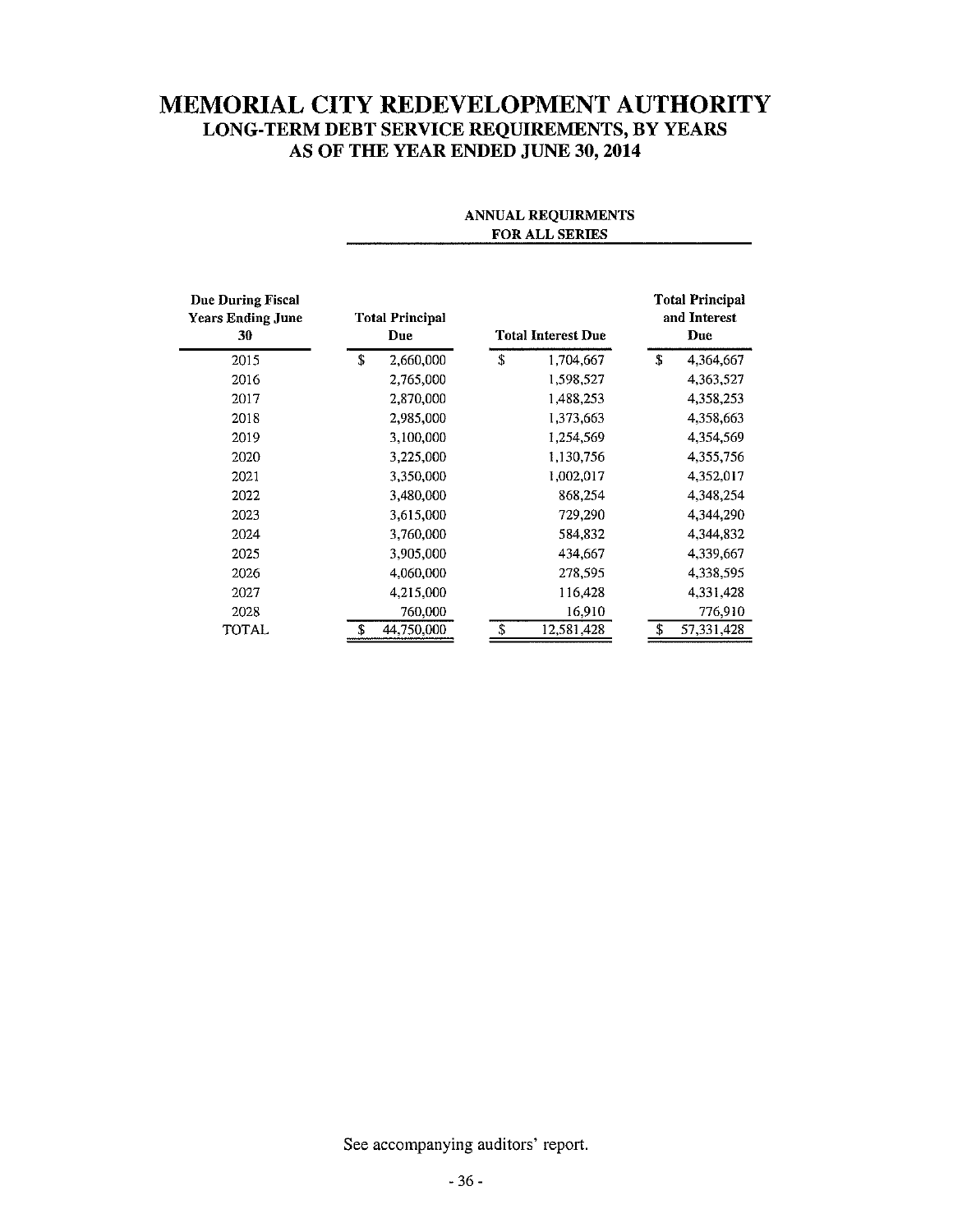# MEMORIAL CITY REDEVELOPMENT AUTHORITY

## LONG-TERM DEBT SERVICE REQUIREMENTS, BY YEARS

## AS OF THE YEAR ENDED JUNE 30, 2014

| | ANNUAL REQUIRMENTS FOR ALL SERIES | | |
|---|---|---|---|
| Due During Fiscal Years Ending June 30 | Total Principal Due | Total Interest Due | Total Principal and Interest Due |
| 2015 | $ 2,660,000 | $ 1,704,667 | $ 4,364,667 |
| 2016 | 2,765,000 | 1,598,527 | 4,363,527 |
| 2017 | 2,870,000 | 1,488,253 | 4,358,253 |
| 2018 | 2,985,000 | 1,373,663 | 4,358,663 |
| 2019 | 3,100,000 | 1,254,569 | 4,354,569 |
| 2020 | 3,225,000 | 1,130,756 | 4,355,756 |
| 2021 | 3,350,000 | 1,002,017 | 4,352,017 |
| 2022 | 3,480,000 | 868,254 | 4,348,254 |
| 2023 | 3,615,000 | 729,290 | 4,344,290 |
| 2024 | 3,760,000 | 584,832 | 4,344,832 |
| 2025 | 3,905,000 | 434,667 | 4,339,667 |
| 2026 | 4,060,000 | 278,595 | 4,338,595 |
| 2027 | 4,215,000 | 116,428 | 4,331,428 |
| 2028 | 760,000 | 16,910 | 776,910 |
| TOTAL | $ 44,750,000 | $ 12,581,428 | $ 57,331,428 |

See accompanying auditors' report.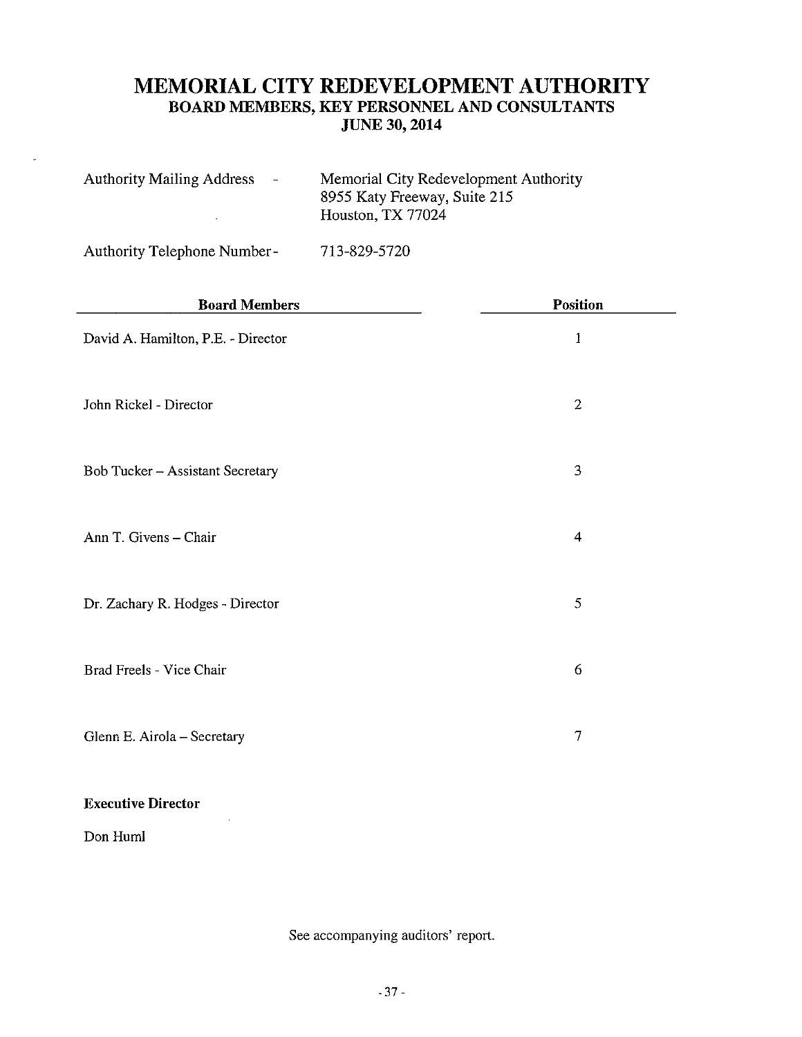# MEMORIAL CITY REDEVELOPMENT AUTHORITY
## BOARD MEMBERS, KEY PERSONNEL AND CONSULTANTS
## JUNE 30, 2014

Authority Mailing Address - Memorial City Redevelopment Authority
8955 Katy Freeway, Suite 215
Houston, TX 77024

Authority Telephone Number - 713-829-5720

| Board Members | Position |
|---|---|
| David A. Hamilton, P.E. - Director | 1 |
| John Rickel - Director | 2 |
| Bob Tucker – Assistant Secretary | 3 |
| Ann T. Givens – Chair | 4 |
| Dr. Zachary R. Hodges - Director | 5 |
| Brad Freels - Vice Chair | 6 |
| Glenn E. Airola – Secretary | 7 |

**Executive Director**

Don Huml

See accompanying auditors' report.